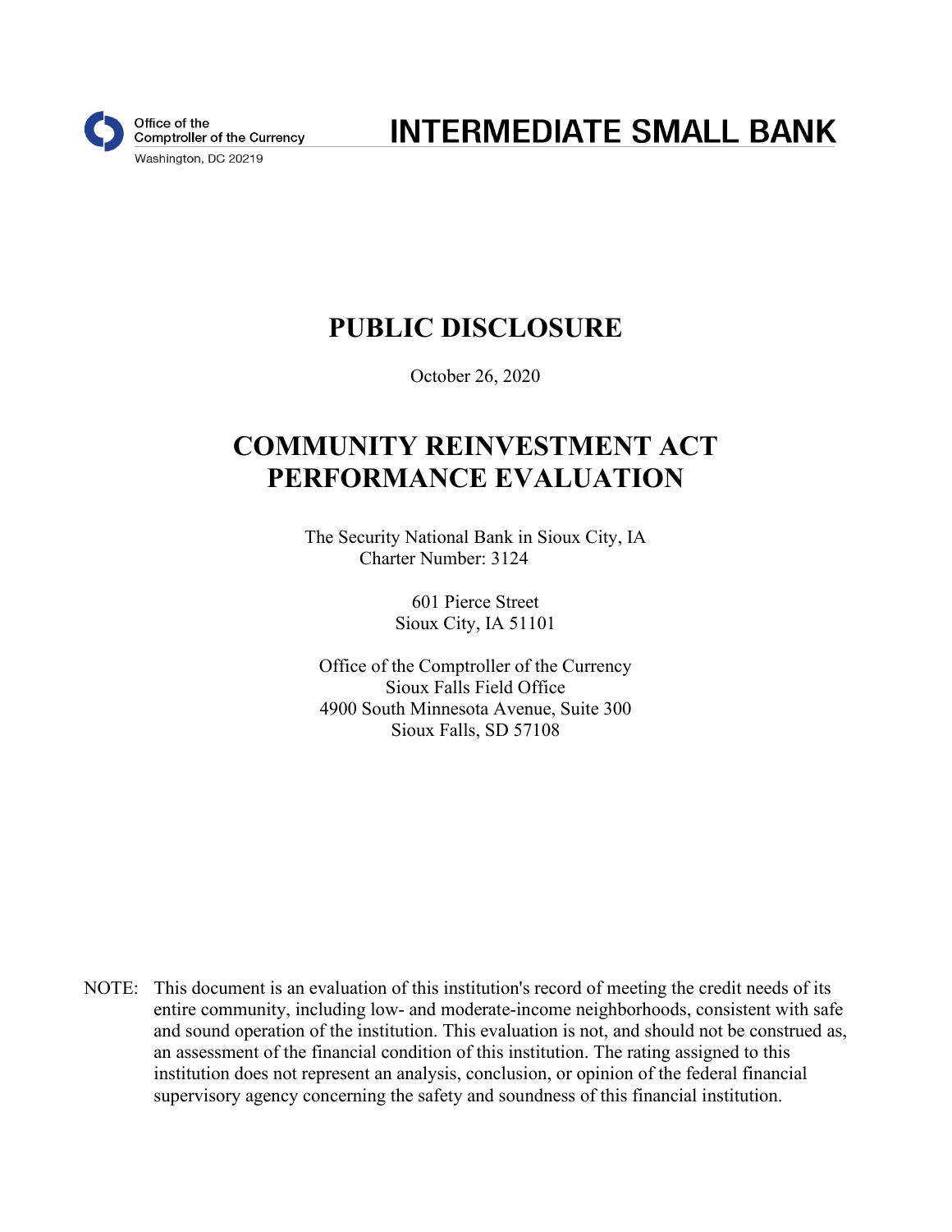Office of the Comptroller of the Currency
Washington, DC 20219

# INTERMEDIATE SMALL BANK

# PUBLIC DISCLOSURE

October 26, 2020

# COMMUNITY REINVESTMENT ACT PERFORMANCE EVALUATION

The Security National Bank in Sioux City, IA
Charter Number: 3124

601 Pierce Street
Sioux City, IA 51101

Office of the Comptroller of the Currency
Sioux Falls Field Office
4900 South Minnesota Avenue, Suite 300
Sioux Falls, SD 57108

NOTE: This document is an evaluation of this institution's record of meeting the credit needs of its entire community, including low- and moderate-income neighborhoods, consistent with safe and sound operation of the institution. This evaluation is not, and should not be construed as, an assessment of the financial condition of this institution. The rating assigned to this institution does not represent an analysis, conclusion, or opinion of the federal financial supervisory agency concerning the safety and soundness of this financial institution.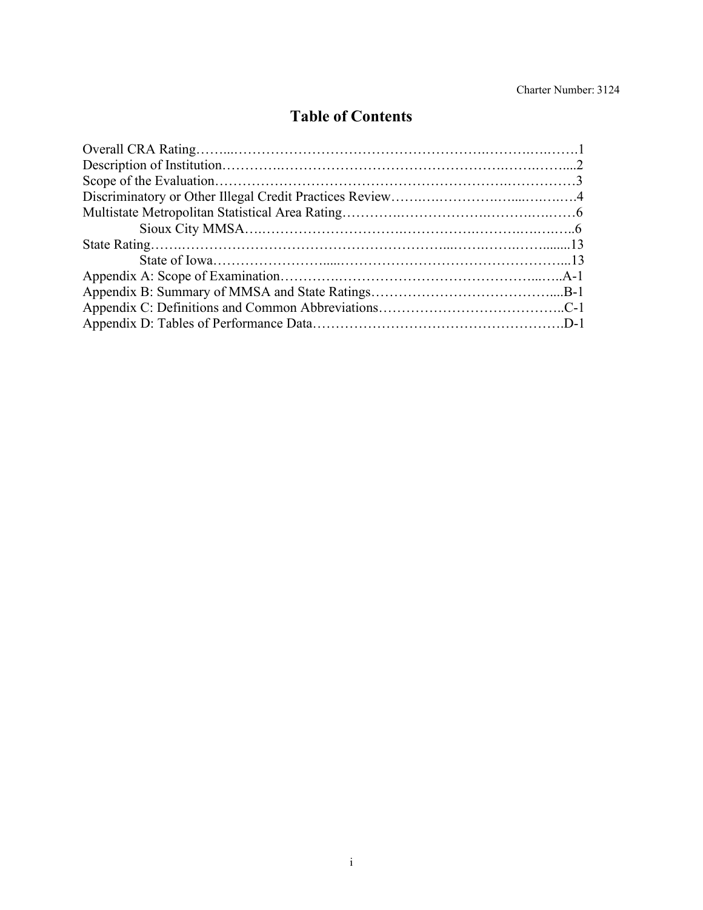# Table of Contents

Overall CRA Rating……...………………………………………………….……….….…….1
Description of Institution………….………………………………………….…….……....2
Scope of the Evaluation……………………………………………………….……………3
Discriminatory or Other Illegal Credit Practices Review…….….………….…...….….….4
Multistate Metropolitan Statistical Area Rating………….……………….……….….……6
    Sioux City MMSA….…………………………….………………….…….….….…..6
State Rating…….…………………………………………………...…….…….…….......13
    State of Iowa……………………......…………………………………………...13
Appendix A: Scope of Examination………….…………………………………...…..A-1
Appendix B: Summary of MMSA and State Ratings………………………………....B-1
Appendix C: Definitions and Common Abbreviations…………………………………..C-1
Appendix D: Tables of Performance Data…………………………………………….D-1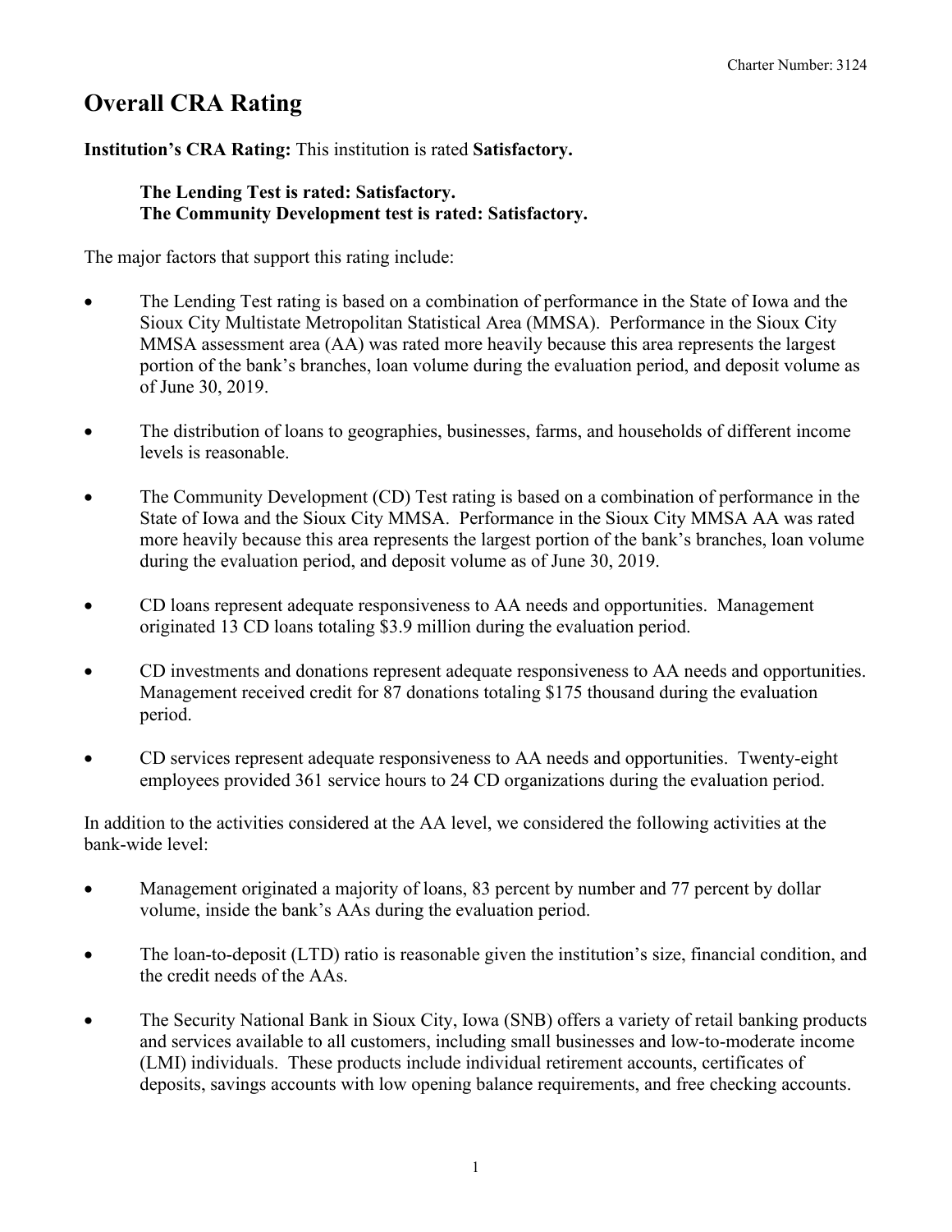# Overall CRA Rating

**Institution's CRA Rating:** This institution is rated **Satisfactory.**

> **The Lending Test is rated: Satisfactory.**
> **The Community Development test is rated: Satisfactory.**

The major factors that support this rating include:

- The Lending Test rating is based on a combination of performance in the State of Iowa and the Sioux City Multistate Metropolitan Statistical Area (MMSA). Performance in the Sioux City MMSA assessment area (AA) was rated more heavily because this area represents the largest portion of the bank's branches, loan volume during the evaluation period, and deposit volume as of June 30, 2019.
- The distribution of loans to geographies, businesses, farms, and households of different income levels is reasonable.
- The Community Development (CD) Test rating is based on a combination of performance in the State of Iowa and the Sioux City MMSA. Performance in the Sioux City MMSA AA was rated more heavily because this area represents the largest portion of the bank's branches, loan volume during the evaluation period, and deposit volume as of June 30, 2019.
- CD loans represent adequate responsiveness to AA needs and opportunities. Management originated 13 CD loans totaling $3.9 million during the evaluation period.
- CD investments and donations represent adequate responsiveness to AA needs and opportunities. Management received credit for 87 donations totaling $175 thousand during the evaluation period.
- CD services represent adequate responsiveness to AA needs and opportunities. Twenty-eight employees provided 361 service hours to 24 CD organizations during the evaluation period.

In addition to the activities considered at the AA level, we considered the following activities at the bank-wide level:

- Management originated a majority of loans, 83 percent by number and 77 percent by dollar volume, inside the bank's AAs during the evaluation period.
- The loan-to-deposit (LTD) ratio is reasonable given the institution's size, financial condition, and the credit needs of the AAs.
- The Security National Bank in Sioux City, Iowa (SNB) offers a variety of retail banking products and services available to all customers, including small businesses and low-to-moderate income (LMI) individuals. These products include individual retirement accounts, certificates of deposits, savings accounts with low opening balance requirements, and free checking accounts.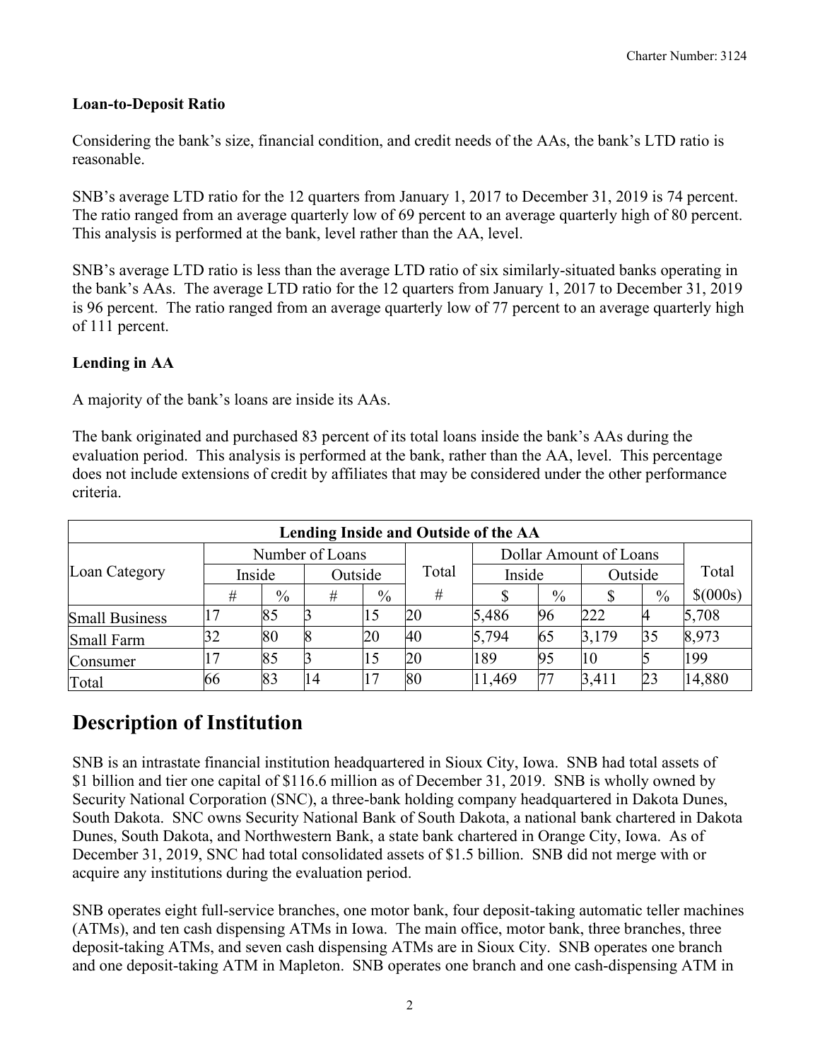**Loan-to-Deposit Ratio**

Considering the bank's size, financial condition, and credit needs of the AAs, the bank's LTD ratio is reasonable.

SNB's average LTD ratio for the 12 quarters from January 1, 2017 to December 31, 2019 is 74 percent. The ratio ranged from an average quarterly low of 69 percent to an average quarterly high of 80 percent. This analysis is performed at the bank, level rather than the AA, level.

SNB's average LTD ratio is less than the average LTD ratio of six similarly-situated banks operating in the bank's AAs. The average LTD ratio for the 12 quarters from January 1, 2017 to December 31, 2019 is 96 percent. The ratio ranged from an average quarterly low of 77 percent to an average quarterly high of 111 percent.

**Lending in AA**

A majority of the bank's loans are inside its AAs.

The bank originated and purchased 83 percent of its total loans inside the bank's AAs during the evaluation period. This analysis is performed at the bank, rather than the AA, level. This percentage does not include extensions of credit by affiliates that may be considered under the other performance criteria.

| Lending Inside and Outside of the AA | | | | | | | | | | |
|---|---|---|---|---|---|---|---|---|---|---|
| Loan Category | Number of Loans | | | | Total | Dollar Amount of Loans | | | | Total |
| | Inside | | Outside | | | Inside | | Outside | | |
| | # | % | # | % | # | $ | % | $ | % | $(000s) |
| Small Business | 17 | 85 | 3 | 15 | 20 | 5,486 | 96 | 222 | 4 | 5,708 |
| Small Farm | 32 | 80 | 8 | 20 | 40 | 5,794 | 65 | 3,179 | 35 | 8,973 |
| Consumer | 17 | 85 | 3 | 15 | 20 | 189 | 95 | 10 | 5 | 199 |
| Total | 66 | 83 | 14 | 17 | 80 | 11,469 | 77 | 3,411 | 23 | 14,880 |

# Description of Institution

SNB is an intrastate financial institution headquartered in Sioux City, Iowa. SNB had total assets of $1 billion and tier one capital of $116.6 million as of December 31, 2019. SNB is wholly owned by Security National Corporation (SNC), a three-bank holding company headquartered in Dakota Dunes, South Dakota. SNC owns Security National Bank of South Dakota, a national bank chartered in Dakota Dunes, South Dakota, and Northwestern Bank, a state bank chartered in Orange City, Iowa. As of December 31, 2019, SNC had total consolidated assets of $1.5 billion. SNB did not merge with or acquire any institutions during the evaluation period.

SNB operates eight full-service branches, one motor bank, four deposit-taking automatic teller machines (ATMs), and ten cash dispensing ATMs in Iowa. The main office, motor bank, three branches, three deposit-taking ATMs, and seven cash dispensing ATMs are in Sioux City. SNB operates one branch and one deposit-taking ATM in Mapleton. SNB operates one branch and one cash-dispensing ATM in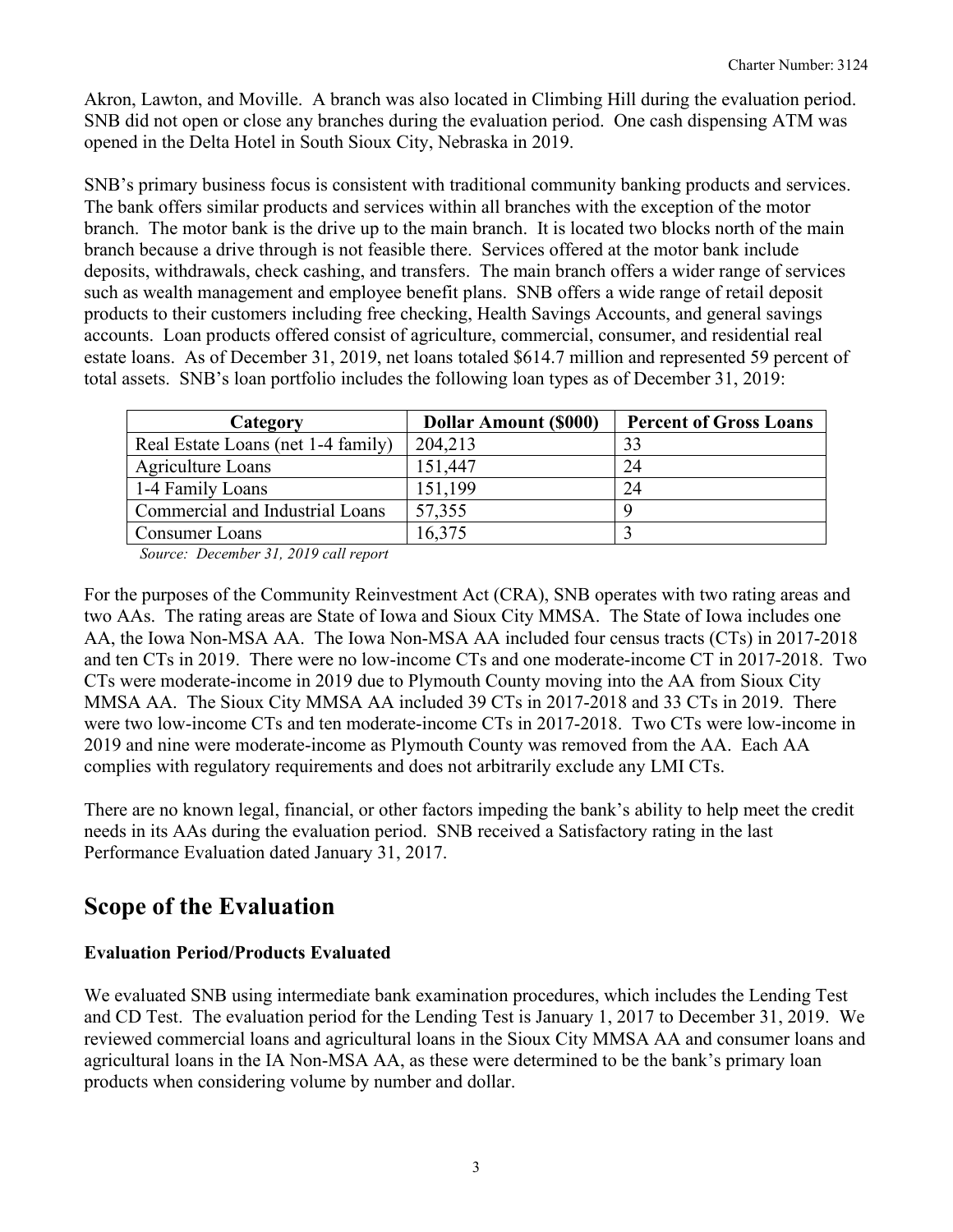Akron, Lawton, and Moville. A branch was also located in Climbing Hill during the evaluation period. SNB did not open or close any branches during the evaluation period. One cash dispensing ATM was opened in the Delta Hotel in South Sioux City, Nebraska in 2019.

SNB's primary business focus is consistent with traditional community banking products and services. The bank offers similar products and services within all branches with the exception of the motor branch. The motor bank is the drive up to the main branch. It is located two blocks north of the main branch because a drive through is not feasible there. Services offered at the motor bank include deposits, withdrawals, check cashing, and transfers. The main branch offers a wider range of services such as wealth management and employee benefit plans. SNB offers a wide range of retail deposit products to their customers including free checking, Health Savings Accounts, and general savings accounts. Loan products offered consist of agriculture, commercial, consumer, and residential real estate loans. As of December 31, 2019, net loans totaled $614.7 million and represented 59 percent of total assets. SNB's loan portfolio includes the following loan types as of December 31, 2019:

| Category | Dollar Amount ($000) | Percent of Gross Loans |
|---|---|---|
| Real Estate Loans (net 1-4 family) | 204,213 | 33 |
| Agriculture Loans | 151,447 | 24 |
| 1-4 Family Loans | 151,199 | 24 |
| Commercial and Industrial Loans | 57,355 | 9 |
| Consumer Loans | 16,375 | 3 |

*Source: December 31, 2019 call report*

For the purposes of the Community Reinvestment Act (CRA), SNB operates with two rating areas and two AAs. The rating areas are State of Iowa and Sioux City MMSA. The State of Iowa includes one AA, the Iowa Non-MSA AA. The Iowa Non-MSA AA included four census tracts (CTs) in 2017-2018 and ten CTs in 2019. There were no low-income CTs and one moderate-income CT in 2017-2018. Two CTs were moderate-income in 2019 due to Plymouth County moving into the AA from Sioux City MMSA AA. The Sioux City MMSA AA included 39 CTs in 2017-2018 and 33 CTs in 2019. There were two low-income CTs and ten moderate-income CTs in 2017-2018. Two CTs were low-income in 2019 and nine were moderate-income as Plymouth County was removed from the AA. Each AA complies with regulatory requirements and does not arbitrarily exclude any LMI CTs.

There are no known legal, financial, or other factors impeding the bank's ability to help meet the credit needs in its AAs during the evaluation period. SNB received a Satisfactory rating in the last Performance Evaluation dated January 31, 2017.

# Scope of the Evaluation

### Evaluation Period/Products Evaluated

We evaluated SNB using intermediate bank examination procedures, which includes the Lending Test and CD Test. The evaluation period for the Lending Test is January 1, 2017 to December 31, 2019. We reviewed commercial loans and agricultural loans in the Sioux City MMSA AA and consumer loans and agricultural loans in the IA Non-MSA AA, as these were determined to be the bank's primary loan products when considering volume by number and dollar.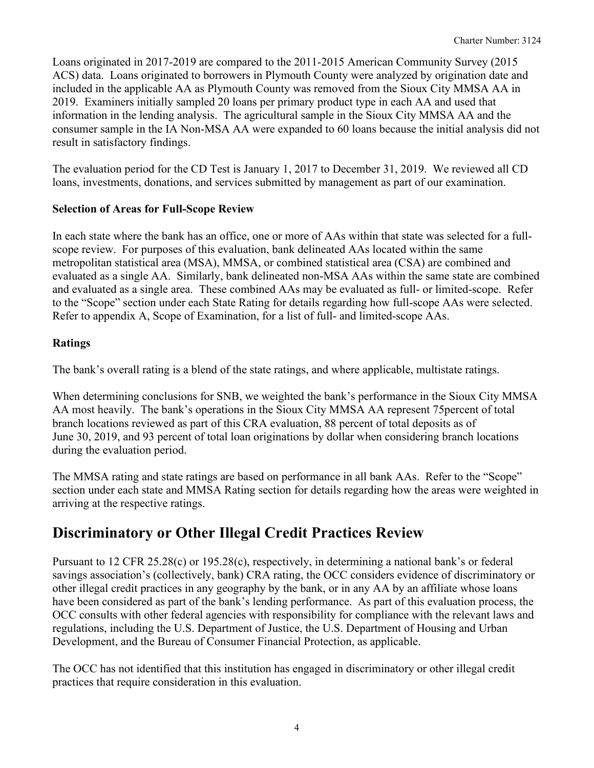Loans originated in 2017-2019 are compared to the 2011-2015 American Community Survey (2015 ACS) data. Loans originated to borrowers in Plymouth County were analyzed by origination date and included in the applicable AA as Plymouth County was removed from the Sioux City MMSA AA in 2019. Examiners initially sampled 20 loans per primary product type in each AA and used that information in the lending analysis. The agricultural sample in the Sioux City MMSA AA and the consumer sample in the IA Non-MSA AA were expanded to 60 loans because the initial analysis did not result in satisfactory findings.

The evaluation period for the CD Test is January 1, 2017 to December 31, 2019. We reviewed all CD loans, investments, donations, and services submitted by management as part of our examination.

**Selection of Areas for Full-Scope Review**

In each state where the bank has an office, one or more of AAs within that state was selected for a full-scope review. For purposes of this evaluation, bank delineated AAs located within the same metropolitan statistical area (MSA), MMSA, or combined statistical area (CSA) are combined and evaluated as a single AA. Similarly, bank delineated non-MSA AAs within the same state are combined and evaluated as a single area. These combined AAs may be evaluated as full- or limited-scope. Refer to the "Scope" section under each State Rating for details regarding how full-scope AAs were selected. Refer to appendix A, Scope of Examination, for a list of full- and limited-scope AAs.

**Ratings**

The bank's overall rating is a blend of the state ratings, and where applicable, multistate ratings.

When determining conclusions for SNB, we weighted the bank's performance in the Sioux City MMSA AA most heavily. The bank's operations in the Sioux City MMSA AA represent 75percent of total branch locations reviewed as part of this CRA evaluation, 88 percent of total deposits as of June 30, 2019, and 93 percent of total loan originations by dollar when considering branch locations during the evaluation period.

The MMSA rating and state ratings are based on performance in all bank AAs. Refer to the "Scope" section under each state and MMSA Rating section for details regarding how the areas were weighted in arriving at the respective ratings.

# Discriminatory or Other Illegal Credit Practices Review

Pursuant to 12 CFR 25.28(c) or 195.28(c), respectively, in determining a national bank's or federal savings association's (collectively, bank) CRA rating, the OCC considers evidence of discriminatory or other illegal credit practices in any geography by the bank, or in any AA by an affiliate whose loans have been considered as part of the bank's lending performance. As part of this evaluation process, the OCC consults with other federal agencies with responsibility for compliance with the relevant laws and regulations, including the U.S. Department of Justice, the U.S. Department of Housing and Urban Development, and the Bureau of Consumer Financial Protection, as applicable.

The OCC has not identified that this institution has engaged in discriminatory or other illegal credit practices that require consideration in this evaluation.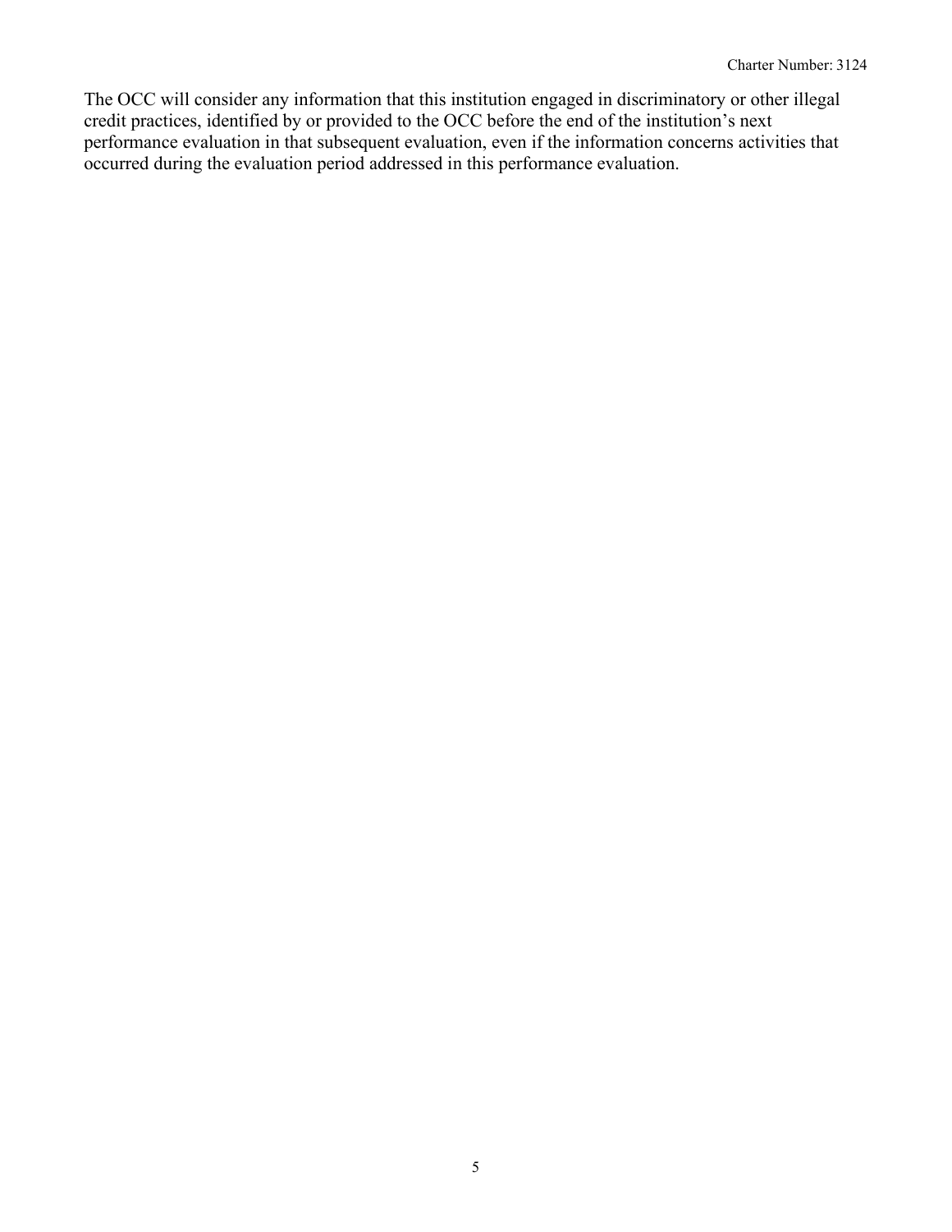The OCC will consider any information that this institution engaged in discriminatory or other illegal credit practices, identified by or provided to the OCC before the end of the institution's next performance evaluation in that subsequent evaluation, even if the information concerns activities that occurred during the evaluation period addressed in this performance evaluation.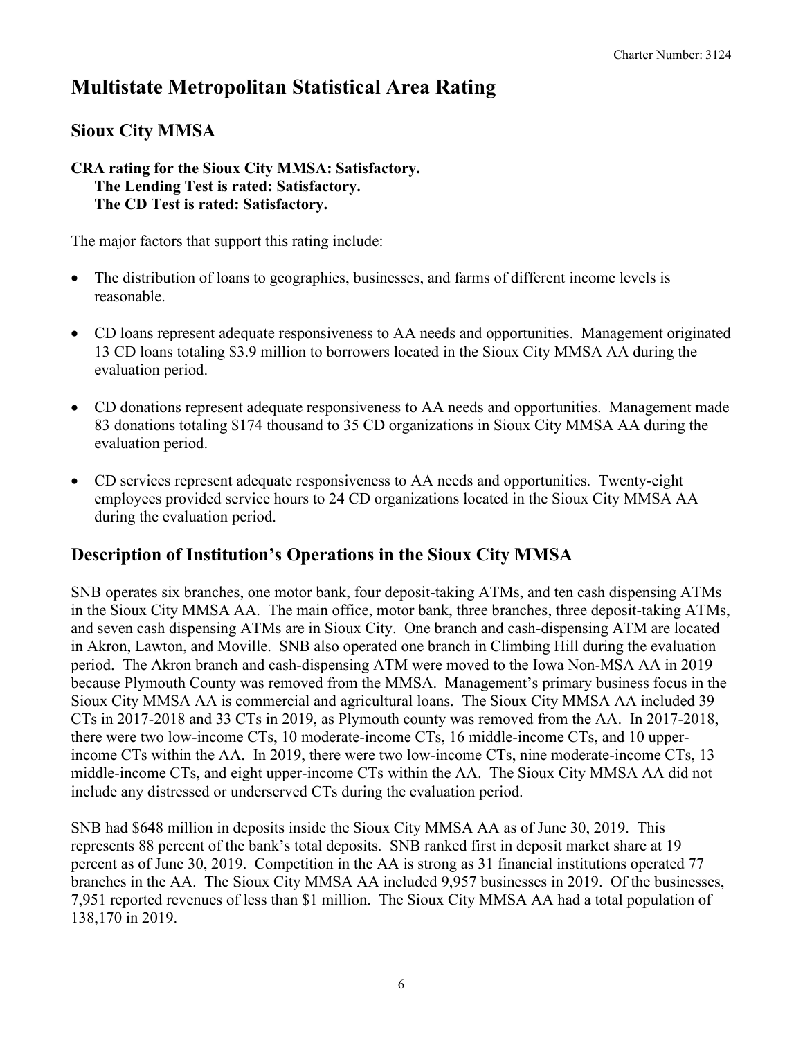# Multistate Metropolitan Statistical Area Rating

## Sioux City MMSA

**CRA rating for the Sioux City MMSA: Satisfactory.**
**The Lending Test is rated: Satisfactory.**
**The CD Test is rated: Satisfactory.**

The major factors that support this rating include:

- The distribution of loans to geographies, businesses, and farms of different income levels is reasonable.
- CD loans represent adequate responsiveness to AA needs and opportunities. Management originated 13 CD loans totaling $3.9 million to borrowers located in the Sioux City MMSA AA during the evaluation period.
- CD donations represent adequate responsiveness to AA needs and opportunities. Management made 83 donations totaling $174 thousand to 35 CD organizations in Sioux City MMSA AA during the evaluation period.
- CD services represent adequate responsiveness to AA needs and opportunities. Twenty-eight employees provided service hours to 24 CD organizations located in the Sioux City MMSA AA during the evaluation period.

## Description of Institution's Operations in the Sioux City MMSA

SNB operates six branches, one motor bank, four deposit-taking ATMs, and ten cash dispensing ATMs in the Sioux City MMSA AA. The main office, motor bank, three branches, three deposit-taking ATMs, and seven cash dispensing ATMs are in Sioux City. One branch and cash-dispensing ATM are located in Akron, Lawton, and Moville. SNB also operated one branch in Climbing Hill during the evaluation period. The Akron branch and cash-dispensing ATM were moved to the Iowa Non-MSA AA in 2019 because Plymouth County was removed from the MMSA. Management's primary business focus in the Sioux City MMSA AA is commercial and agricultural loans. The Sioux City MMSA AA included 39 CTs in 2017-2018 and 33 CTs in 2019, as Plymouth county was removed from the AA. In 2017-2018, there were two low-income CTs, 10 moderate-income CTs, 16 middle-income CTs, and 10 upper-income CTs within the AA. In 2019, there were two low-income CTs, nine moderate-income CTs, 13 middle-income CTs, and eight upper-income CTs within the AA. The Sioux City MMSA AA did not include any distressed or underserved CTs during the evaluation period.

SNB had $648 million in deposits inside the Sioux City MMSA AA as of June 30, 2019. This represents 88 percent of the bank's total deposits. SNB ranked first in deposit market share at 19 percent as of June 30, 2019. Competition in the AA is strong as 31 financial institutions operated 77 branches in the AA. The Sioux City MMSA AA included 9,957 businesses in 2019. Of the businesses, 7,951 reported revenues of less than $1 million. The Sioux City MMSA AA had a total population of 138,170 in 2019.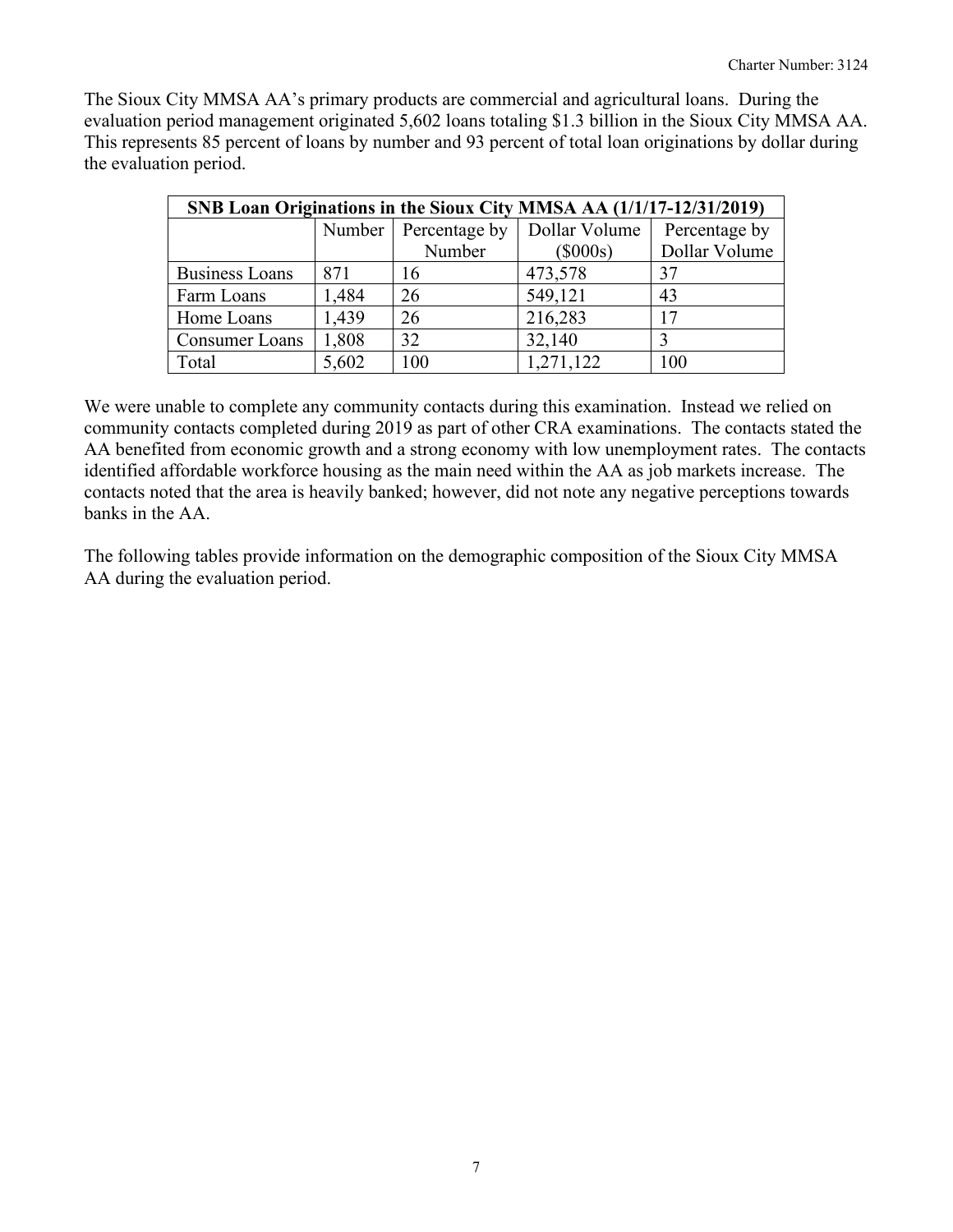The Sioux City MMSA AA's primary products are commercial and agricultural loans. During the evaluation period management originated 5,602 loans totaling $1.3 billion in the Sioux City MMSA AA. This represents 85 percent of loans by number and 93 percent of total loan originations by dollar during the evaluation period.

| SNB Loan Originations in the Sioux City MMSA AA (1/1/17-12/31/2019) | | | | |
|---|---|---|---|---|
| | Number | Percentage by Number | Dollar Volume ($000s) | Percentage by Dollar Volume |
| Business Loans | 871 | 16 | 473,578 | 37 |
| Farm Loans | 1,484 | 26 | 549,121 | 43 |
| Home Loans | 1,439 | 26 | 216,283 | 17 |
| Consumer Loans | 1,808 | 32 | 32,140 | 3 |
| Total | 5,602 | 100 | 1,271,122 | 100 |

We were unable to complete any community contacts during this examination. Instead we relied on community contacts completed during 2019 as part of other CRA examinations. The contacts stated the AA benefited from economic growth and a strong economy with low unemployment rates. The contacts identified affordable workforce housing as the main need within the AA as job markets increase. The contacts noted that the area is heavily banked; however, did not note any negative perceptions towards banks in the AA.

The following tables provide information on the demographic composition of the Sioux City MMSA AA during the evaluation period.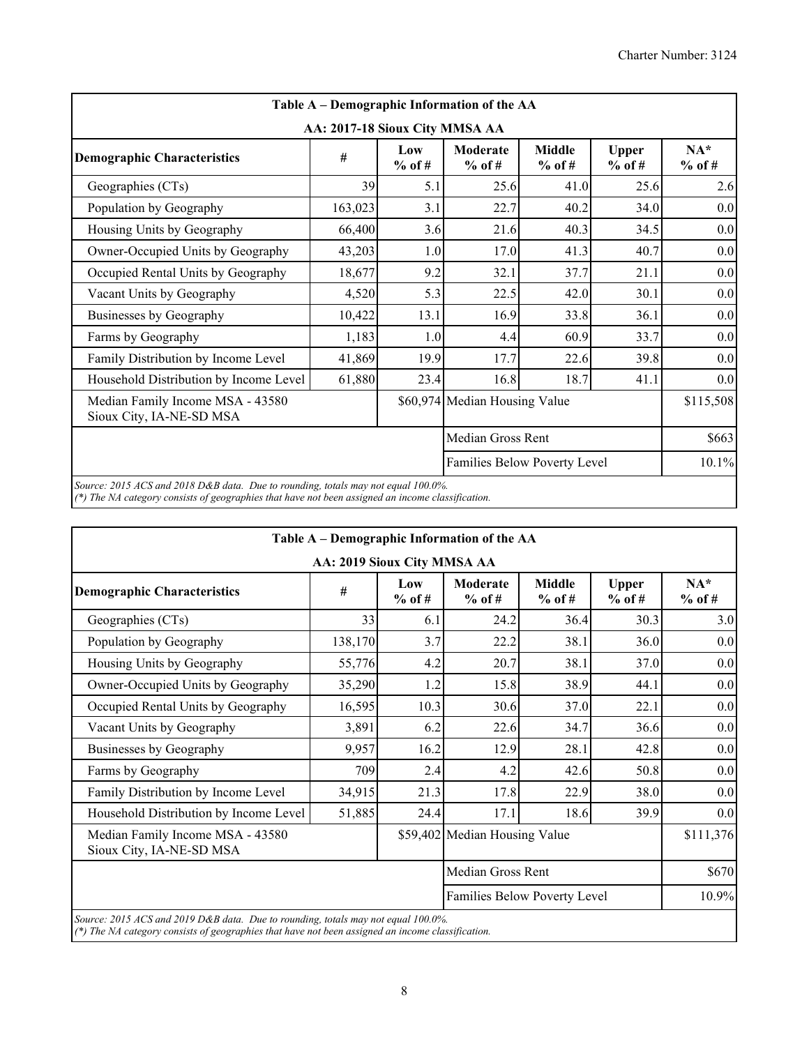| Table A – Demographic Information of the AA | | | | | | |
|---|---|---|---|---|---|---|
| AA: 2017-18 Sioux City MMSA AA | | | | | | |
| **Demographic Characteristics** | **#** | **Low % of #** | **Moderate % of #** | **Middle % of #** | **Upper % of #** | **NA* % of #** |
| Geographies (CTs) | 39 | 5.1 | 25.6 | 41.0 | 25.6 | 2.6 |
| Population by Geography | 163,023 | 3.1 | 22.7 | 40.2 | 34.0 | 0.0 |
| Housing Units by Geography | 66,400 | 3.6 | 21.6 | 40.3 | 34.5 | 0.0 |
| Owner-Occupied Units by Geography | 43,203 | 1.0 | 17.0 | 41.3 | 40.7 | 0.0 |
| Occupied Rental Units by Geography | 18,677 | 9.2 | 32.1 | 37.7 | 21.1 | 0.0 |
| Vacant Units by Geography | 4,520 | 5.3 | 22.5 | 42.0 | 30.1 | 0.0 |
| Businesses by Geography | 10,422 | 13.1 | 16.9 | 33.8 | 36.1 | 0.0 |
| Farms by Geography | 1,183 | 1.0 | 4.4 | 60.9 | 33.7 | 0.0 |
| Family Distribution by Income Level | 41,869 | 19.9 | 17.7 | 22.6 | 39.8 | 0.0 |
| Household Distribution by Income Level | 61,880 | 23.4 | 16.8 | 18.7 | 41.1 | 0.0 |
| Median Family Income MSA - 43580 Sioux City, IA-NE-SD MSA | | $60,974 | Median Housing Value | | | $115,508 |
| | | | Median Gross Rent | | | $663 |
| | | | Families Below Poverty Level | | | 10.1% |

*Source: 2015 ACS and 2018 D&B data. Due to rounding, totals may not equal 100.0%.*
*(*) The NA category consists of geographies that have not been assigned an income classification.*

| Table A – Demographic Information of the AA | | | | | | |
|---|---|---|---|---|---|---|
| AA: 2019 Sioux City MMSA AA | | | | | | |
| **Demographic Characteristics** | **#** | **Low % of #** | **Moderate % of #** | **Middle % of #** | **Upper % of #** | **NA* % of #** |
| Geographies (CTs) | 33 | 6.1 | 24.2 | 36.4 | 30.3 | 3.0 |
| Population by Geography | 138,170 | 3.7 | 22.2 | 38.1 | 36.0 | 0.0 |
| Housing Units by Geography | 55,776 | 4.2 | 20.7 | 38.1 | 37.0 | 0.0 |
| Owner-Occupied Units by Geography | 35,290 | 1.2 | 15.8 | 38.9 | 44.1 | 0.0 |
| Occupied Rental Units by Geography | 16,595 | 10.3 | 30.6 | 37.0 | 22.1 | 0.0 |
| Vacant Units by Geography | 3,891 | 6.2 | 22.6 | 34.7 | 36.6 | 0.0 |
| Businesses by Geography | 9,957 | 16.2 | 12.9 | 28.1 | 42.8 | 0.0 |
| Farms by Geography | 709 | 2.4 | 4.2 | 42.6 | 50.8 | 0.0 |
| Family Distribution by Income Level | 34,915 | 21.3 | 17.8 | 22.9 | 38.0 | 0.0 |
| Household Distribution by Income Level | 51,885 | 24.4 | 17.1 | 18.6 | 39.9 | 0.0 |
| Median Family Income MSA - 43580 Sioux City, IA-NE-SD MSA | | $59,402 | Median Housing Value | | | $111,376 |
| | | | Median Gross Rent | | | $670 |
| | | | Families Below Poverty Level | | | 10.9% |

*Source: 2015 ACS and 2019 D&B data. Due to rounding, totals may not equal 100.0%.*
*(*) The NA category consists of geographies that have not been assigned an income classification.*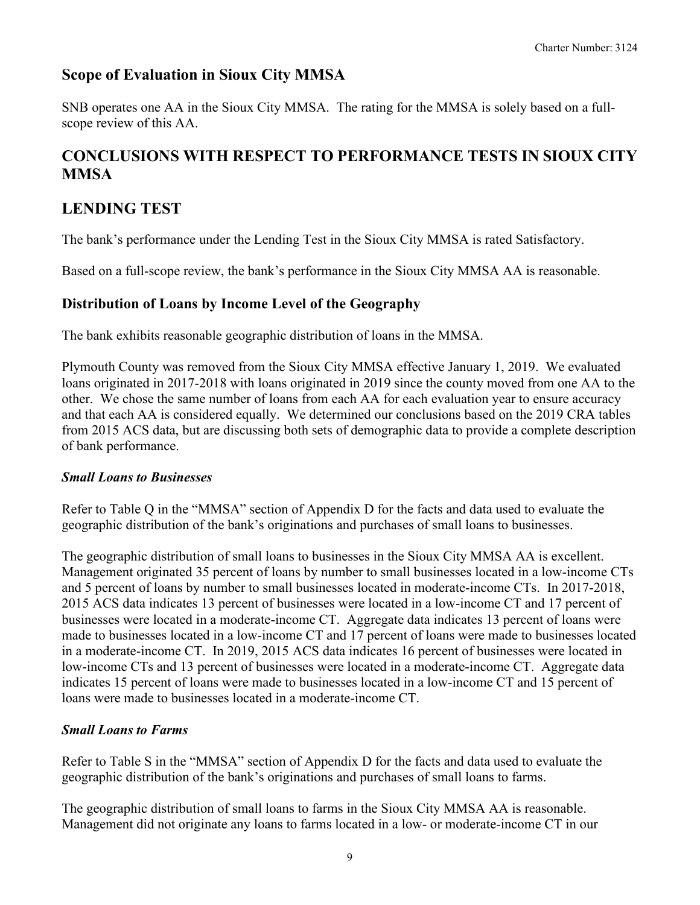## Scope of Evaluation in Sioux City MMSA

SNB operates one AA in the Sioux City MMSA. The rating for the MMSA is solely based on a full-scope review of this AA.

# CONCLUSIONS WITH RESPECT TO PERFORMANCE TESTS IN SIOUX CITY MMSA

# LENDING TEST

The bank's performance under the Lending Test in the Sioux City MMSA is rated Satisfactory.

Based on a full-scope review, the bank's performance in the Sioux City MMSA AA is reasonable.

## Distribution of Loans by Income Level of the Geography

The bank exhibits reasonable geographic distribution of loans in the MMSA.

Plymouth County was removed from the Sioux City MMSA effective January 1, 2019. We evaluated loans originated in 2017-2018 with loans originated in 2019 since the county moved from one AA to the other. We chose the same number of loans from each AA for each evaluation year to ensure accuracy and that each AA is considered equally. We determined our conclusions based on the 2019 CRA tables from 2015 ACS data, but are discussing both sets of demographic data to provide a complete description of bank performance.

### *Small Loans to Businesses*

Refer to Table Q in the "MMSA" section of Appendix D for the facts and data used to evaluate the geographic distribution of the bank's originations and purchases of small loans to businesses.

The geographic distribution of small loans to businesses in the Sioux City MMSA AA is excellent. Management originated 35 percent of loans by number to small businesses located in a low-income CTs and 5 percent of loans by number to small businesses located in moderate-income CTs. In 2017-2018, 2015 ACS data indicates 13 percent of businesses were located in a low-income CT and 17 percent of businesses were located in a moderate-income CT. Aggregate data indicates 13 percent of loans were made to businesses located in a low-income CT and 17 percent of loans were made to businesses located in a moderate-income CT. In 2019, 2015 ACS data indicates 16 percent of businesses were located in low-income CTs and 13 percent of businesses were located in a moderate-income CT. Aggregate data indicates 15 percent of loans were made to businesses located in a low-income CT and 15 percent of loans were made to businesses located in a moderate-income CT.

### *Small Loans to Farms*

Refer to Table S in the "MMSA" section of Appendix D for the facts and data used to evaluate the geographic distribution of the bank's originations and purchases of small loans to farms.

The geographic distribution of small loans to farms in the Sioux City MMSA AA is reasonable. Management did not originate any loans to farms located in a low- or moderate-income CT in our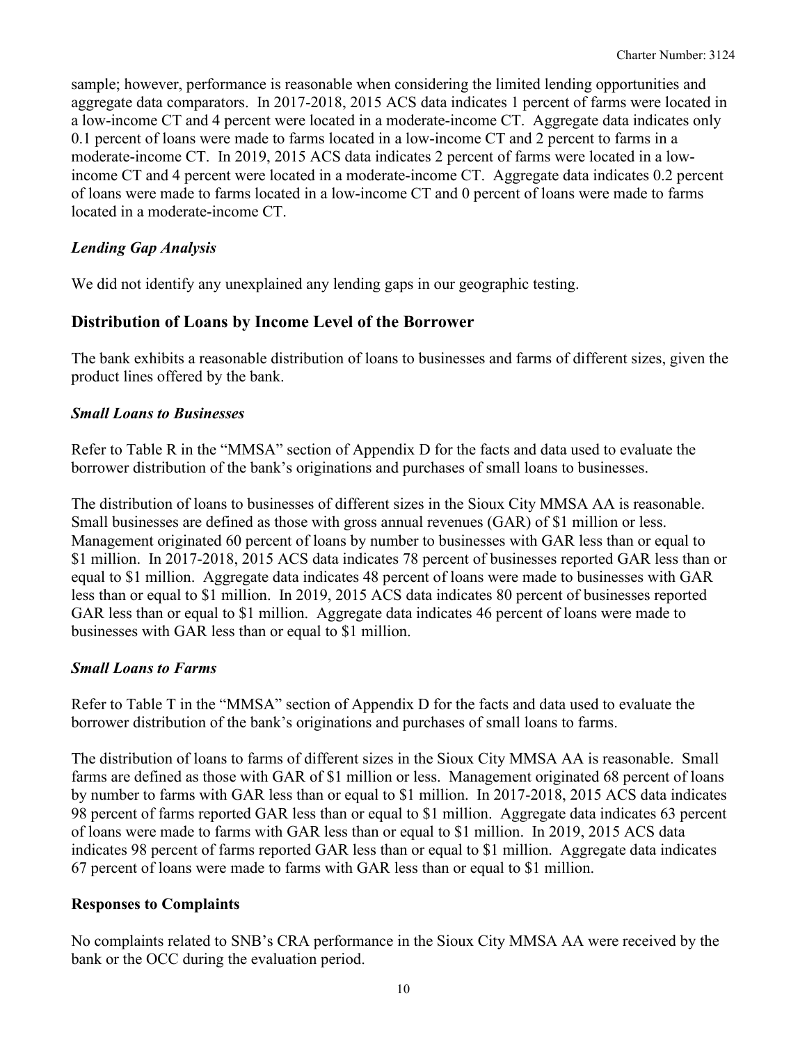sample; however, performance is reasonable when considering the limited lending opportunities and aggregate data comparators. In 2017-2018, 2015 ACS data indicates 1 percent of farms were located in a low-income CT and 4 percent were located in a moderate-income CT. Aggregate data indicates only 0.1 percent of loans were made to farms located in a low-income CT and 2 percent to farms in a moderate-income CT. In 2019, 2015 ACS data indicates 2 percent of farms were located in a low-income CT and 4 percent were located in a moderate-income CT. Aggregate data indicates 0.2 percent of loans were made to farms located in a low-income CT and 0 percent of loans were made to farms located in a moderate-income CT.

### *Lending Gap Analysis*

We did not identify any unexplained any lending gaps in our geographic testing.

## Distribution of Loans by Income Level of the Borrower

The bank exhibits a reasonable distribution of loans to businesses and farms of different sizes, given the product lines offered by the bank.

### ***Small Loans to Businesses***

Refer to Table R in the "MMSA" section of Appendix D for the facts and data used to evaluate the borrower distribution of the bank's originations and purchases of small loans to businesses.

The distribution of loans to businesses of different sizes in the Sioux City MMSA AA is reasonable. Small businesses are defined as those with gross annual revenues (GAR) of $1 million or less. Management originated 60 percent of loans by number to businesses with GAR less than or equal to $1 million. In 2017-2018, 2015 ACS data indicates 78 percent of businesses reported GAR less than or equal to $1 million. Aggregate data indicates 48 percent of loans were made to businesses with GAR less than or equal to $1 million. In 2019, 2015 ACS data indicates 80 percent of businesses reported GAR less than or equal to $1 million. Aggregate data indicates 46 percent of loans were made to businesses with GAR less than or equal to $1 million.

### ***Small Loans to Farms***

Refer to Table T in the "MMSA" section of Appendix D for the facts and data used to evaluate the borrower distribution of the bank's originations and purchases of small loans to farms.

The distribution of loans to farms of different sizes in the Sioux City MMSA AA is reasonable. Small farms are defined as those with GAR of $1 million or less. Management originated 68 percent of loans by number to farms with GAR less than or equal to $1 million. In 2017-2018, 2015 ACS data indicates 98 percent of farms reported GAR less than or equal to $1 million. Aggregate data indicates 63 percent of loans were made to farms with GAR less than or equal to $1 million. In 2019, 2015 ACS data indicates 98 percent of farms reported GAR less than or equal to $1 million. Aggregate data indicates 67 percent of loans were made to farms with GAR less than or equal to $1 million.

### **Responses to Complaints**

No complaints related to SNB's CRA performance in the Sioux City MMSA AA were received by the bank or the OCC during the evaluation period.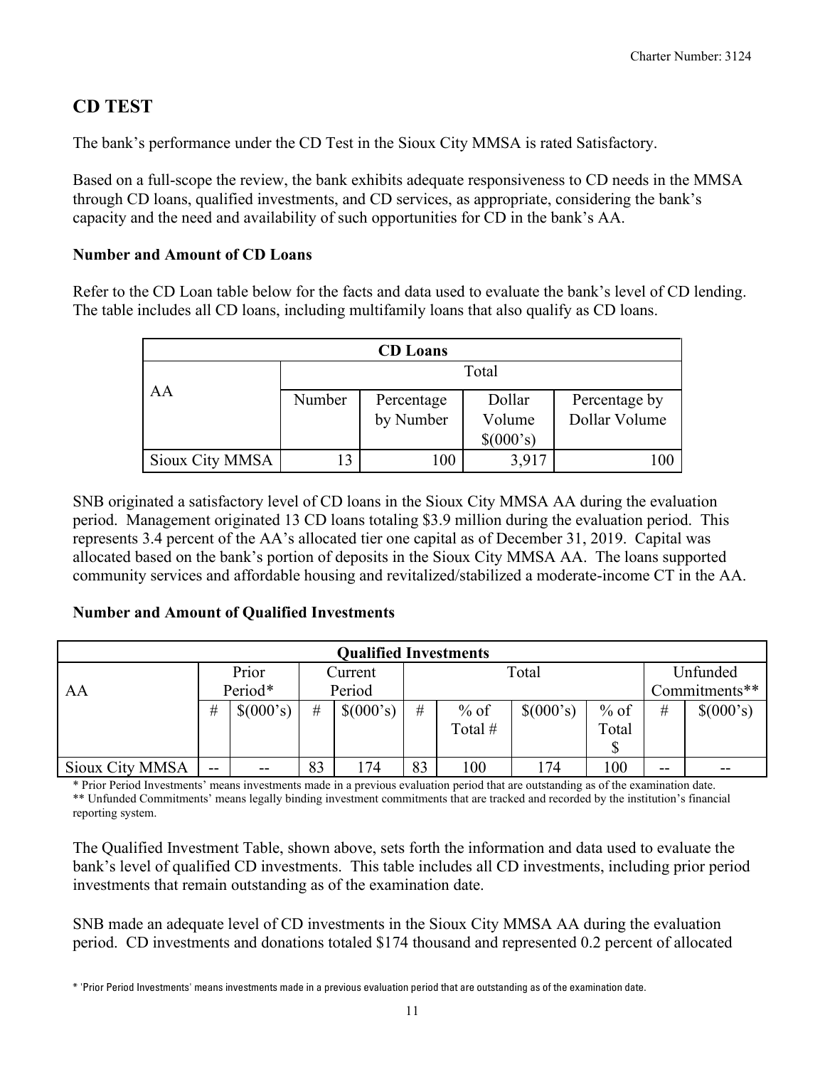## CD TEST

The bank's performance under the CD Test in the Sioux City MMSA is rated Satisfactory.

Based on a full-scope the review, the bank exhibits adequate responsiveness to CD needs in the MMSA through CD loans, qualified investments, and CD services, as appropriate, considering the bank's capacity and the need and availability of such opportunities for CD in the bank's AA.

### Number and Amount of CD Loans

Refer to the CD Loan table below for the facts and data used to evaluate the bank's level of CD lending. The table includes all CD loans, including multifamily loans that also qualify as CD loans.

| CD Loans | | | | |
|---|---|---|---|---|
| AA | Total | | | |
| | Number | Percentage by Number | Dollar Volume $(000's) | Percentage by Dollar Volume |
| Sioux City MMSA | 13 | 100 | 3,917 | 100 |

SNB originated a satisfactory level of CD loans in the Sioux City MMSA AA during the evaluation period. Management originated 13 CD loans totaling $3.9 million during the evaluation period. This represents 3.4 percent of the AA's allocated tier one capital as of December 31, 2019. Capital was allocated based on the bank's portion of deposits in the Sioux City MMSA AA. The loans supported community services and affordable housing and revitalized/stabilized a moderate-income CT in the AA.

### Number and Amount of Qualified Investments

| Qualified Investments | | | | | | | | | | |
|---|---|---|---|---|---|---|---|---|---|---|
| AA | Prior Period* | | Current Period | | Total | | | | Unfunded Commitments** | |
| | # | $(000's) | # | $(000's) | # | % of Total # | $(000's) | % of Total $ | # | $(000's) |
| Sioux City MMSA | -- | -- | 83 | 174 | 83 | 100 | 174 | 100 | -- | -- |

\* Prior Period Investments' means investments made in a previous evaluation period that are outstanding as of the examination date.
\** Unfunded Commitments' means legally binding investment commitments that are tracked and recorded by the institution's financial reporting system.

The Qualified Investment Table, shown above, sets forth the information and data used to evaluate the bank's level of qualified CD investments. This table includes all CD investments, including prior period investments that remain outstanding as of the examination date.

SNB made an adequate level of CD investments in the Sioux City MMSA AA during the evaluation period. CD investments and donations totaled $174 thousand and represented 0.2 percent of allocated

\* 'Prior Period Investments' means investments made in a previous evaluation period that are outstanding as of the examination date.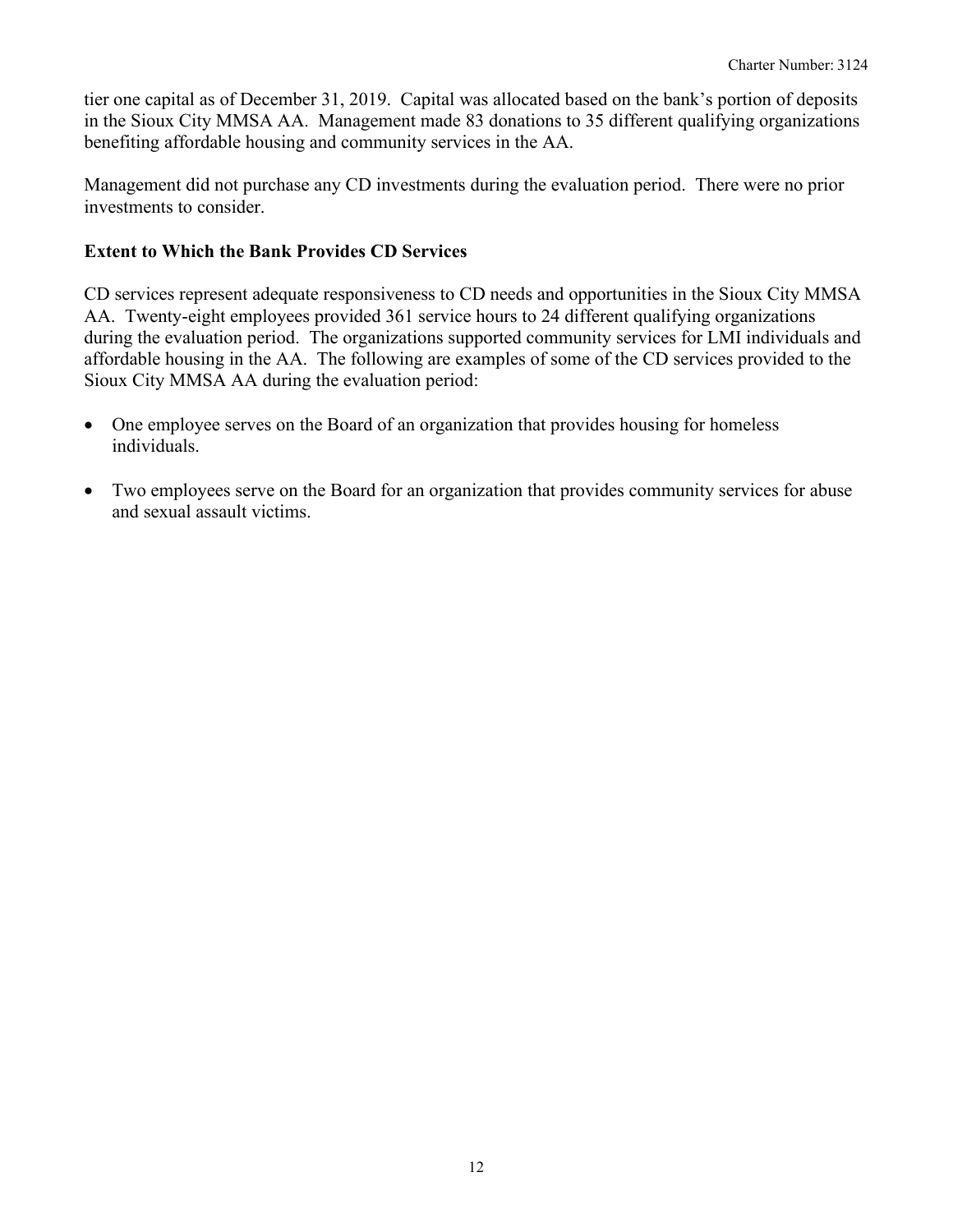tier one capital as of December 31, 2019. Capital was allocated based on the bank's portion of deposits in the Sioux City MMSA AA. Management made 83 donations to 35 different qualifying organizations benefiting affordable housing and community services in the AA.

Management did not purchase any CD investments during the evaluation period. There were no prior investments to consider.

**Extent to Which the Bank Provides CD Services**

CD services represent adequate responsiveness to CD needs and opportunities in the Sioux City MMSA AA. Twenty-eight employees provided 361 service hours to 24 different qualifying organizations during the evaluation period. The organizations supported community services for LMI individuals and affordable housing in the AA. The following are examples of some of the CD services provided to the Sioux City MMSA AA during the evaluation period:

- One employee serves on the Board of an organization that provides housing for homeless individuals.
- Two employees serve on the Board for an organization that provides community services for abuse and sexual assault victims.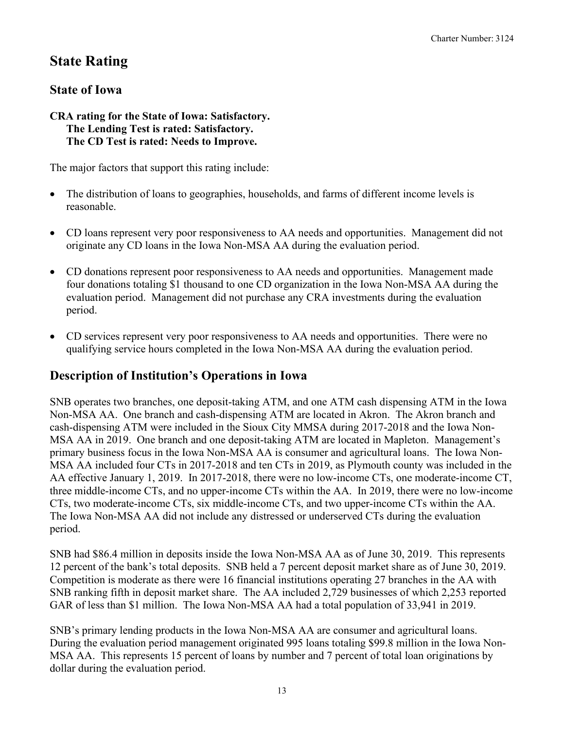# State Rating

## State of Iowa

**CRA rating for the State of Iowa: Satisfactory.**
**The Lending Test is rated: Satisfactory.**
**The CD Test is rated: Needs to Improve.**

The major factors that support this rating include:

- The distribution of loans to geographies, households, and farms of different income levels is reasonable.
- CD loans represent very poor responsiveness to AA needs and opportunities. Management did not originate any CD loans in the Iowa Non-MSA AA during the evaluation period.
- CD donations represent poor responsiveness to AA needs and opportunities. Management made four donations totaling $1 thousand to one CD organization in the Iowa Non-MSA AA during the evaluation period. Management did not purchase any CRA investments during the evaluation period.
- CD services represent very poor responsiveness to AA needs and opportunities. There were no qualifying service hours completed in the Iowa Non-MSA AA during the evaluation period.

## Description of Institution's Operations in Iowa

SNB operates two branches, one deposit-taking ATM, and one ATM cash dispensing ATM in the Iowa Non-MSA AA. One branch and cash-dispensing ATM are located in Akron. The Akron branch and cash-dispensing ATM were included in the Sioux City MMSA during 2017-2018 and the Iowa Non-MSA AA in 2019. One branch and one deposit-taking ATM are located in Mapleton. Management's primary business focus in the Iowa Non-MSA AA is consumer and agricultural loans. The Iowa Non-MSA AA included four CTs in 2017-2018 and ten CTs in 2019, as Plymouth county was included in the AA effective January 1, 2019. In 2017-2018, there were no low-income CTs, one moderate-income CT, three middle-income CTs, and no upper-income CTs within the AA. In 2019, there were no low-income CTs, two moderate-income CTs, six middle-income CTs, and two upper-income CTs within the AA. The Iowa Non-MSA AA did not include any distressed or underserved CTs during the evaluation period.

SNB had $86.4 million in deposits inside the Iowa Non-MSA AA as of June 30, 2019. This represents 12 percent of the bank's total deposits. SNB held a 7 percent deposit market share as of June 30, 2019. Competition is moderate as there were 16 financial institutions operating 27 branches in the AA with SNB ranking fifth in deposit market share. The AA included 2,729 businesses of which 2,253 reported GAR of less than $1 million. The Iowa Non-MSA AA had a total population of 33,941 in 2019.

SNB's primary lending products in the Iowa Non-MSA AA are consumer and agricultural loans. During the evaluation period management originated 995 loans totaling $99.8 million in the Iowa Non-MSA AA. This represents 15 percent of loans by number and 7 percent of total loan originations by dollar during the evaluation period.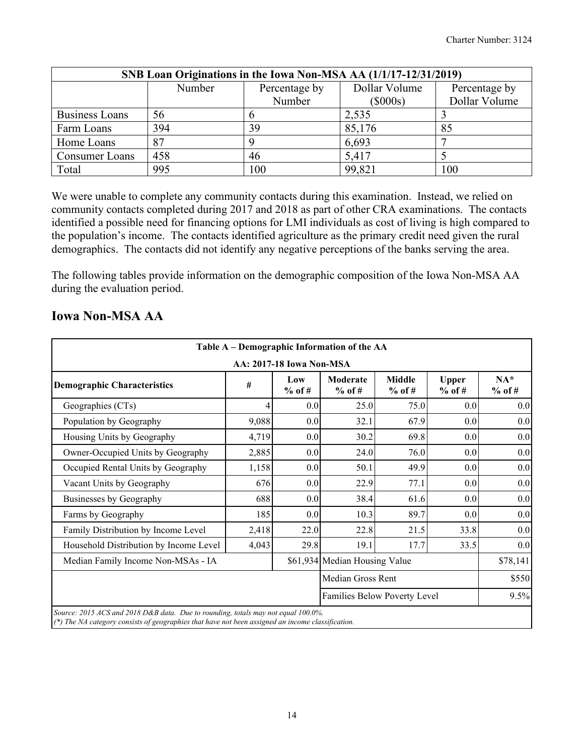| SNB Loan Originations in the Iowa Non-MSA AA (1/1/17-12/31/2019) | | | | |
|---|---|---|---|---|
| | Number | Percentage by Number | Dollar Volume ($000s) | Percentage by Dollar Volume |
| Business Loans | 56 | 6 | 2,535 | 3 |
| Farm Loans | 394 | 39 | 85,176 | 85 |
| Home Loans | 87 | 9 | 6,693 | 7 |
| Consumer Loans | 458 | 46 | 5,417 | 5 |
| Total | 995 | 100 | 99,821 | 100 |

We were unable to complete any community contacts during this examination. Instead, we relied on community contacts completed during 2017 and 2018 as part of other CRA examinations. The contacts identified a possible need for financing options for LMI individuals as cost of living is high compared to the population's income. The contacts identified agriculture as the primary credit need given the rural demographics. The contacts did not identify any negative perceptions of the banks serving the area.

The following tables provide information on the demographic composition of the Iowa Non-MSA AA during the evaluation period.

## Iowa Non-MSA AA

| Table A – Demographic Information of the AA | | | | | | |
|---|---|---|---|---|---|---|
| AA: 2017-18 Iowa Non-MSA | | | | | | |
| Demographic Characteristics | # | Low % of # | Moderate % of # | Middle % of # | Upper % of # | NA* % of # |
| Geographies (CTs) | 4 | 0.0 | 25.0 | 75.0 | 0.0 | 0.0 |
| Population by Geography | 9,088 | 0.0 | 32.1 | 67.9 | 0.0 | 0.0 |
| Housing Units by Geography | 4,719 | 0.0 | 30.2 | 69.8 | 0.0 | 0.0 |
| Owner-Occupied Units by Geography | 2,885 | 0.0 | 24.0 | 76.0 | 0.0 | 0.0 |
| Occupied Rental Units by Geography | 1,158 | 0.0 | 50.1 | 49.9 | 0.0 | 0.0 |
| Vacant Units by Geography | 676 | 0.0 | 22.9 | 77.1 | 0.0 | 0.0 |
| Businesses by Geography | 688 | 0.0 | 38.4 | 61.6 | 0.0 | 0.0 |
| Farms by Geography | 185 | 0.0 | 10.3 | 89.7 | 0.0 | 0.0 |
| Family Distribution by Income Level | 2,418 | 22.0 | 22.8 | 21.5 | 33.8 | 0.0 |
| Household Distribution by Income Level | 4,043 | 29.8 | 19.1 | 17.7 | 33.5 | 0.0 |
| Median Family Income Non-MSAs - IA | | $61,934 | Median Housing Value | | | $78,141 |
| | | | Median Gross Rent | | | $550 |
| | | | Families Below Poverty Level | | | 9.5% |

*Source: 2015 ACS and 2018 D&B data. Due to rounding, totals may not equal 100.0%.*
*(*) The NA category consists of geographies that have not been assigned an income classification.*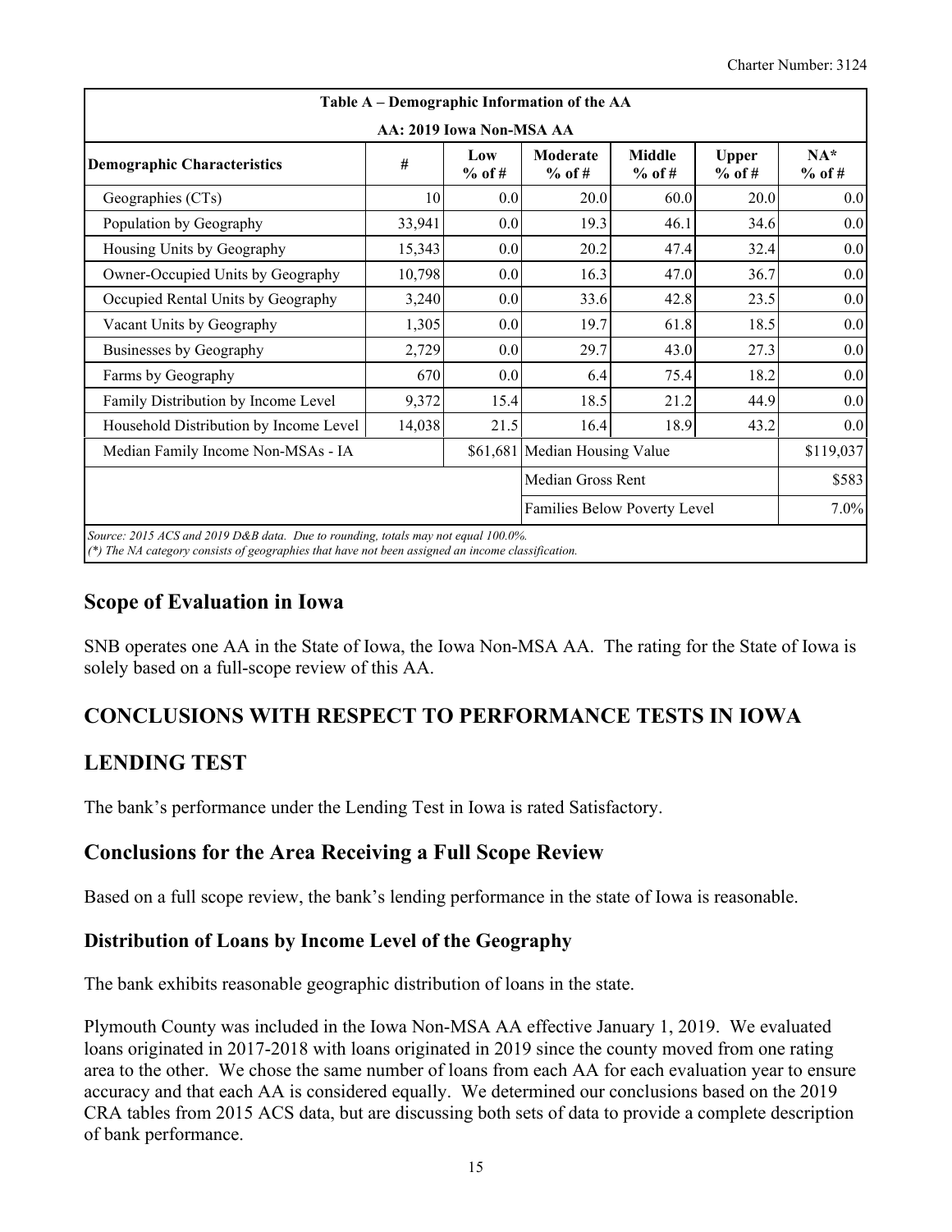| Table A – Demographic Information of the AA | | | | | | |
|---|---|---|---|---|---|---|
| AA: 2019 Iowa Non-MSA AA | | | | | | |
| **Demographic Characteristics** | **#** | **Low % of #** | **Moderate % of #** | **Middle % of #** | **Upper % of #** | **NA* % of #** |
| Geographies (CTs) | 10 | 0.0 | 20.0 | 60.0 | 20.0 | 0.0 |
| Population by Geography | 33,941 | 0.0 | 19.3 | 46.1 | 34.6 | 0.0 |
| Housing Units by Geography | 15,343 | 0.0 | 20.2 | 47.4 | 32.4 | 0.0 |
| Owner-Occupied Units by Geography | 10,798 | 0.0 | 16.3 | 47.0 | 36.7 | 0.0 |
| Occupied Rental Units by Geography | 3,240 | 0.0 | 33.6 | 42.8 | 23.5 | 0.0 |
| Vacant Units by Geography | 1,305 | 0.0 | 19.7 | 61.8 | 18.5 | 0.0 |
| Businesses by Geography | 2,729 | 0.0 | 29.7 | 43.0 | 27.3 | 0.0 |
| Farms by Geography | 670 | 0.0 | 6.4 | 75.4 | 18.2 | 0.0 |
| Family Distribution by Income Level | 9,372 | 15.4 | 18.5 | 21.2 | 44.9 | 0.0 |
| Household Distribution by Income Level | 14,038 | 21.5 | 16.4 | 18.9 | 43.2 | 0.0 |
| Median Family Income Non-MSAs - IA | | $61,681 | Median Housing Value | | | $119,037 |
| | | | Median Gross Rent | | | $583 |
| | | | Families Below Poverty Level | | | 7.0% |

*Source: 2015 ACS and 2019 D&B data. Due to rounding, totals may not equal 100.0%.*
*(*) The NA category consists of geographies that have not been assigned an income classification.*

## Scope of Evaluation in Iowa

SNB operates one AA in the State of Iowa, the Iowa Non-MSA AA. The rating for the State of Iowa is solely based on a full-scope review of this AA.

## CONCLUSIONS WITH RESPECT TO PERFORMANCE TESTS IN IOWA

## LENDING TEST

The bank's performance under the Lending Test in Iowa is rated Satisfactory.

## Conclusions for the Area Receiving a Full Scope Review

Based on a full scope review, the bank's lending performance in the state of Iowa is reasonable.

### Distribution of Loans by Income Level of the Geography

The bank exhibits reasonable geographic distribution of loans in the state.

Plymouth County was included in the Iowa Non-MSA AA effective January 1, 2019. We evaluated loans originated in 2017-2018 with loans originated in 2019 since the county moved from one rating area to the other. We chose the same number of loans from each AA for each evaluation year to ensure accuracy and that each AA is considered equally. We determined our conclusions based on the 2019 CRA tables from 2015 ACS data, but are discussing both sets of data to provide a complete description of bank performance.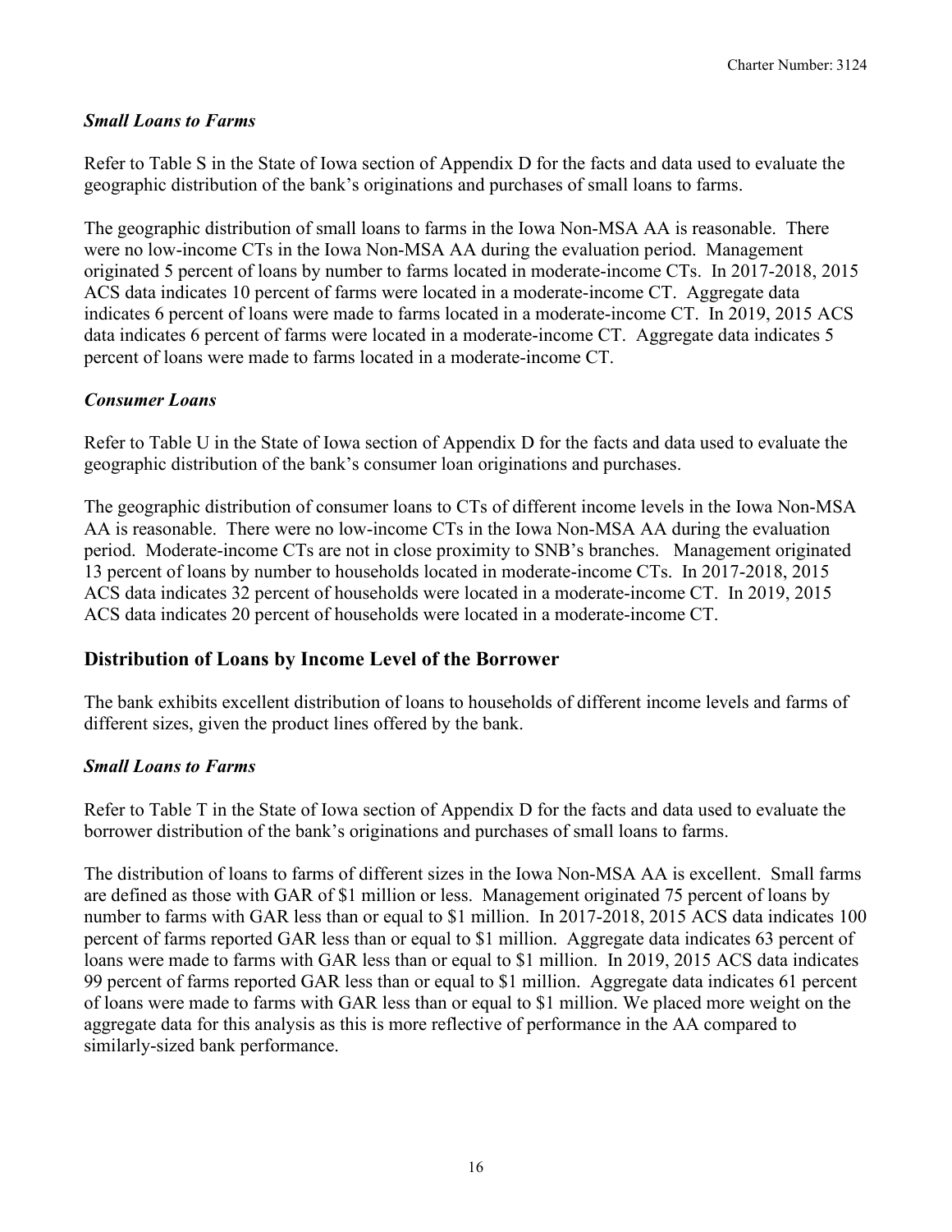### *Small Loans to Farms*

Refer to Table S in the State of Iowa section of Appendix D for the facts and data used to evaluate the geographic distribution of the bank's originations and purchases of small loans to farms.

The geographic distribution of small loans to farms in the Iowa Non-MSA AA is reasonable. There were no low-income CTs in the Iowa Non-MSA AA during the evaluation period. Management originated 5 percent of loans by number to farms located in moderate-income CTs. In 2017-2018, 2015 ACS data indicates 10 percent of farms were located in a moderate-income CT. Aggregate data indicates 6 percent of loans were made to farms located in a moderate-income CT. In 2019, 2015 ACS data indicates 6 percent of farms were located in a moderate-income CT. Aggregate data indicates 5 percent of loans were made to farms located in a moderate-income CT.

### *Consumer Loans*

Refer to Table U in the State of Iowa section of Appendix D for the facts and data used to evaluate the geographic distribution of the bank's consumer loan originations and purchases.

The geographic distribution of consumer loans to CTs of different income levels in the Iowa Non-MSA AA is reasonable. There were no low-income CTs in the Iowa Non-MSA AA during the evaluation period. Moderate-income CTs are not in close proximity to SNB's branches. Management originated 13 percent of loans by number to households located in moderate-income CTs. In 2017-2018, 2015 ACS data indicates 32 percent of households were located in a moderate-income CT. In 2019, 2015 ACS data indicates 20 percent of households were located in a moderate-income CT.

## Distribution of Loans by Income Level of the Borrower

The bank exhibits excellent distribution of loans to households of different income levels and farms of different sizes, given the product lines offered by the bank.

### *Small Loans to Farms*

Refer to Table T in the State of Iowa section of Appendix D for the facts and data used to evaluate the borrower distribution of the bank's originations and purchases of small loans to farms.

The distribution of loans to farms of different sizes in the Iowa Non-MSA AA is excellent. Small farms are defined as those with GAR of $1 million or less. Management originated 75 percent of loans by number to farms with GAR less than or equal to $1 million. In 2017-2018, 2015 ACS data indicates 100 percent of farms reported GAR less than or equal to $1 million. Aggregate data indicates 63 percent of loans were made to farms with GAR less than or equal to $1 million. In 2019, 2015 ACS data indicates 99 percent of farms reported GAR less than or equal to $1 million. Aggregate data indicates 61 percent of loans were made to farms with GAR less than or equal to $1 million. We placed more weight on the aggregate data for this analysis as this is more reflective of performance in the AA compared to similarly-sized bank performance.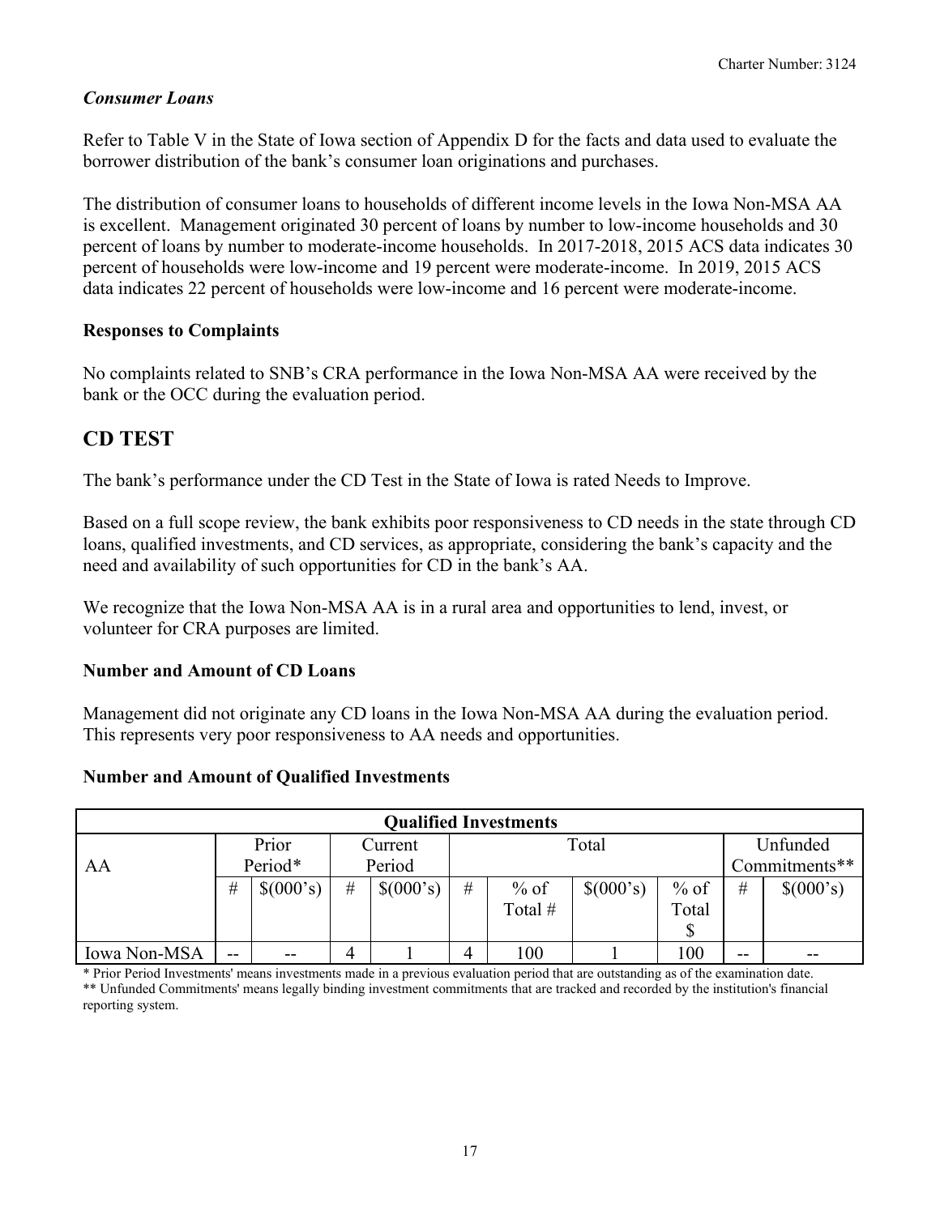***Consumer Loans***

Refer to Table V in the State of Iowa section of Appendix D for the facts and data used to evaluate the borrower distribution of the bank's consumer loan originations and purchases.

The distribution of consumer loans to households of different income levels in the Iowa Non-MSA AA is excellent. Management originated 30 percent of loans by number to low-income households and 30 percent of loans by number to moderate-income households. In 2017-2018, 2015 ACS data indicates 30 percent of households were low-income and 19 percent were moderate-income. In 2019, 2015 ACS data indicates 22 percent of households were low-income and 16 percent were moderate-income.

**Responses to Complaints**

No complaints related to SNB's CRA performance in the Iowa Non-MSA AA were received by the bank or the OCC during the evaluation period.

## CD TEST

The bank's performance under the CD Test in the State of Iowa is rated Needs to Improve.

Based on a full scope review, the bank exhibits poor responsiveness to CD needs in the state through CD loans, qualified investments, and CD services, as appropriate, considering the bank's capacity and the need and availability of such opportunities for CD in the bank's AA.

We recognize that the Iowa Non-MSA AA is in a rural area and opportunities to lend, invest, or volunteer for CRA purposes are limited.

**Number and Amount of CD Loans**

Management did not originate any CD loans in the Iowa Non-MSA AA during the evaluation period. This represents very poor responsiveness to AA needs and opportunities.

**Number and Amount of Qualified Investments**

| Qualified Investments | | | | | | | | | | |
|---|---|---|---|---|---|---|---|---|---|---|
| AA | Prior Period* | | Current Period | | Total | | | | Unfunded Commitments** | |
| | # | $(000's) | # | $(000's) | # | % of Total # | $(000's) | % of Total $ | # | $(000's) |
| Iowa Non-MSA | -- | -- | 4 | 1 | 4 | 100 | 1 | 100 | -- | -- |

\* Prior Period Investments' means investments made in a previous evaluation period that are outstanding as of the examination date.
\*\* Unfunded Commitments' means legally binding investment commitments that are tracked and recorded by the institution's financial reporting system.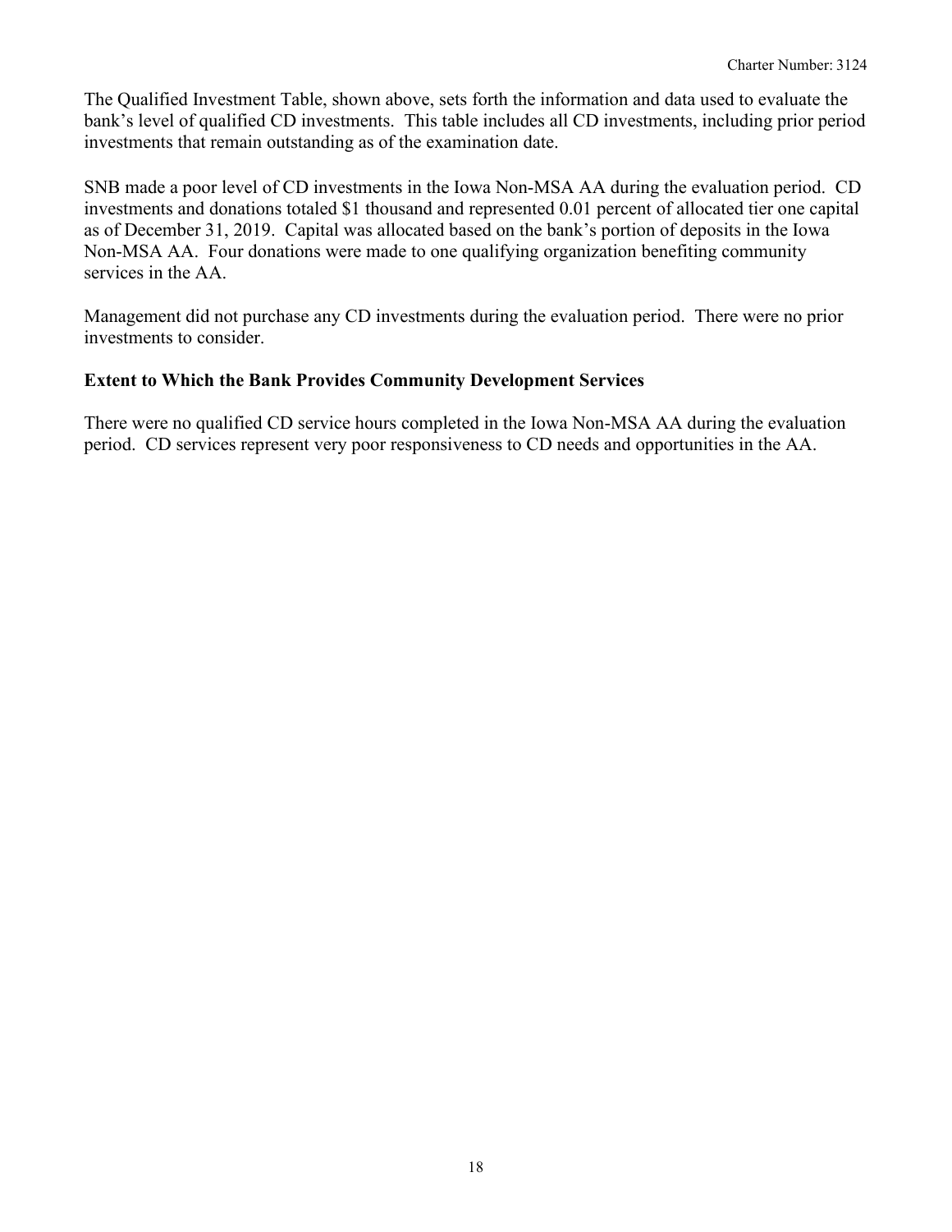The Qualified Investment Table, shown above, sets forth the information and data used to evaluate the bank's level of qualified CD investments. This table includes all CD investments, including prior period investments that remain outstanding as of the examination date.

SNB made a poor level of CD investments in the Iowa Non-MSA AA during the evaluation period. CD investments and donations totaled $1 thousand and represented 0.01 percent of allocated tier one capital as of December 31, 2019. Capital was allocated based on the bank's portion of deposits in the Iowa Non-MSA AA. Four donations were made to one qualifying organization benefiting community services in the AA.

Management did not purchase any CD investments during the evaluation period. There were no prior investments to consider.

### Extent to Which the Bank Provides Community Development Services

There were no qualified CD service hours completed in the Iowa Non-MSA AA during the evaluation period. CD services represent very poor responsiveness to CD needs and opportunities in the AA.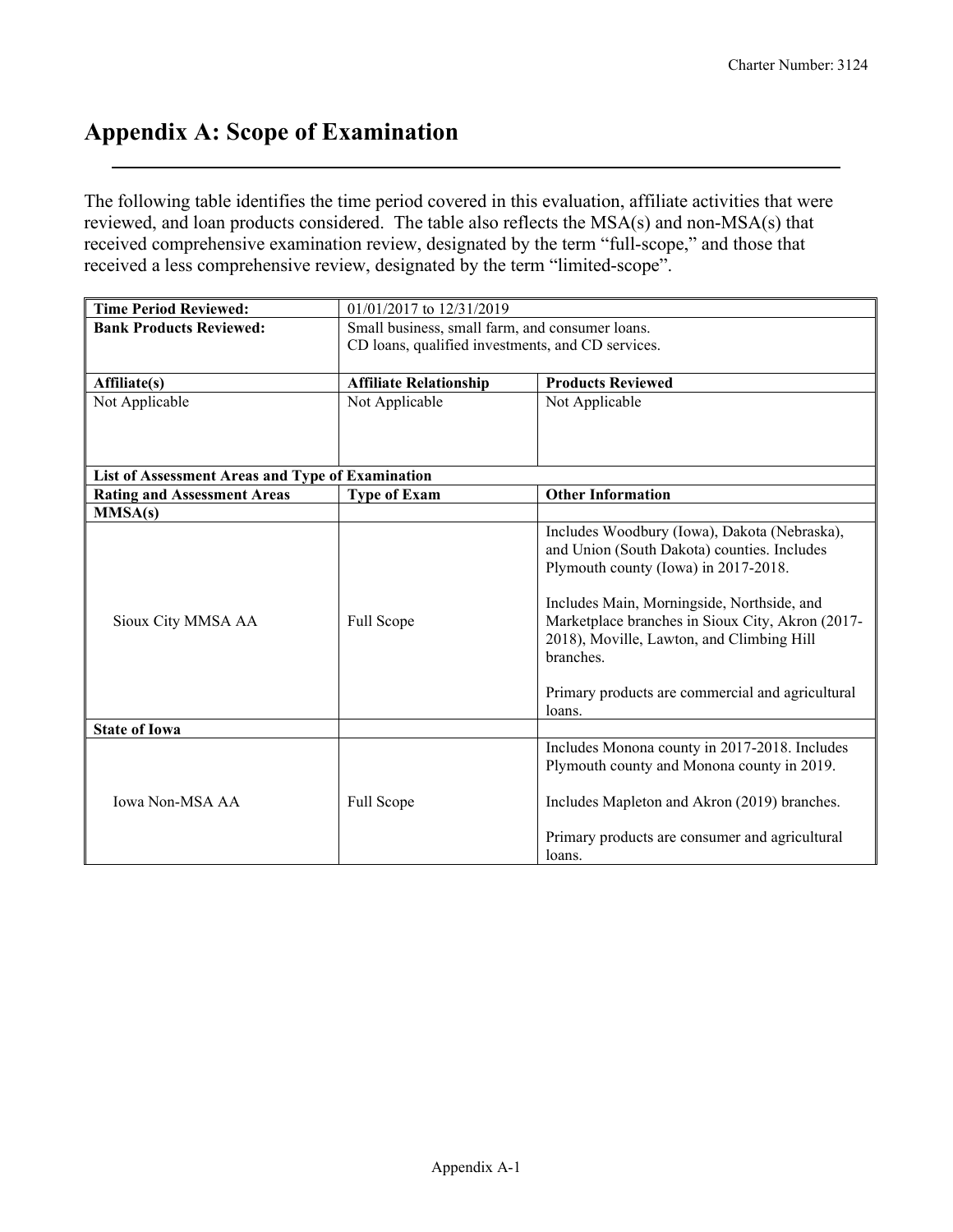# Appendix A: Scope of Examination

The following table identifies the time period covered in this evaluation, affiliate activities that were reviewed, and loan products considered. The table also reflects the MSA(s) and non-MSA(s) that received comprehensive examination review, designated by the term "full-scope," and those that received a less comprehensive review, designated by the term "limited-scope".

| **Time Period Reviewed:** | 01/01/2017 to 12/31/2019 | |
|---|---|---|
| **Bank Products Reviewed:** | Small business, small farm, and consumer loans. CD loans, qualified investments, and CD services. | |
| **Affiliate(s)** | **Affiliate Relationship** | **Products Reviewed** |
| Not Applicable | Not Applicable | Not Applicable |
| **List of Assessment Areas and Type of Examination** | | |
| **Rating and Assessment Areas** | **Type of Exam** | **Other Information** |
| **MMSA(s)** | | |
| Sioux City MMSA AA | Full Scope | Includes Woodbury (Iowa), Dakota (Nebraska), and Union (South Dakota) counties. Includes Plymouth county (Iowa) in 2017-2018.<br><br>Includes Main, Morningside, Northside, and Marketplace branches in Sioux City, Akron (2017-2018), Moville, Lawton, and Climbing Hill branches.<br><br>Primary products are commercial and agricultural loans. |
| **State of Iowa** | | |
| Iowa Non-MSA AA | Full Scope | Includes Monona county in 2017-2018. Includes Plymouth county and Monona county in 2019.<br><br>Includes Mapleton and Akron (2019) branches.<br><br>Primary products are consumer and agricultural loans. |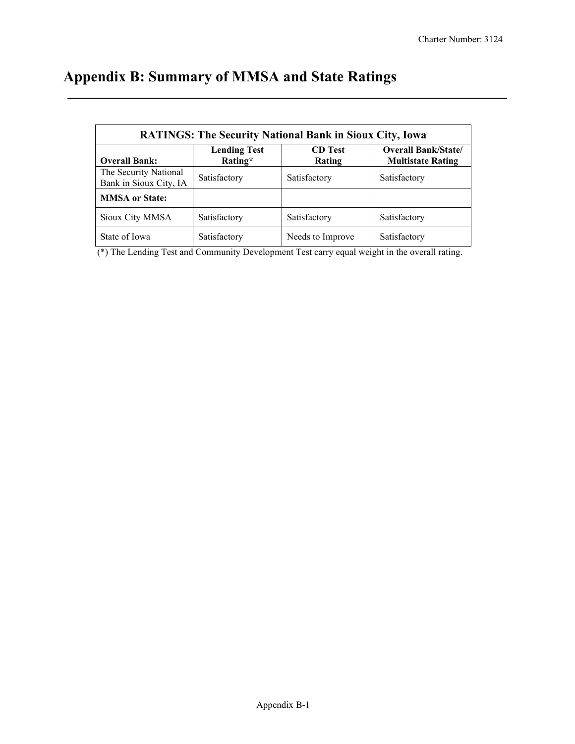# Appendix B: Summary of MMSA and State Ratings

| RATINGS: The Security National Bank in Sioux City, Iowa | | | |
|---|---|---|---|
| **Overall Bank:** | **Lending Test Rating*** | **CD Test Rating** | **Overall Bank/State/ Multistate Rating** |
| The Security National Bank in Sioux City, IA | Satisfactory | Satisfactory | Satisfactory |
| **MMSA or State:** | | | |
| Sioux City MMSA | Satisfactory | Satisfactory | Satisfactory |
| State of Iowa | Satisfactory | Needs to Improve | Satisfactory |

(*) The Lending Test and Community Development Test carry equal weight in the overall rating.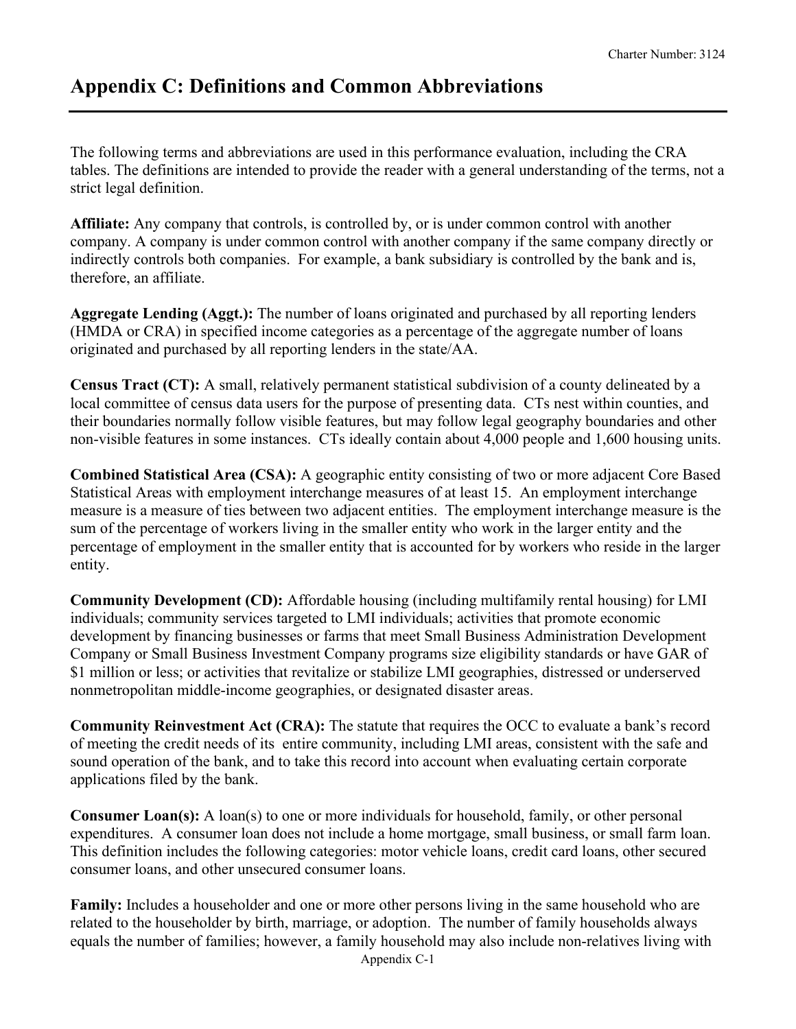# Appendix C: Definitions and Common Abbreviations

The following terms and abbreviations are used in this performance evaluation, including the CRA tables. The definitions are intended to provide the reader with a general understanding of the terms, not a strict legal definition.

**Affiliate:** Any company that controls, is controlled by, or is under common control with another company. A company is under common control with another company if the same company directly or indirectly controls both companies. For example, a bank subsidiary is controlled by the bank and is, therefore, an affiliate.

**Aggregate Lending (Aggt.):** The number of loans originated and purchased by all reporting lenders (HMDA or CRA) in specified income categories as a percentage of the aggregate number of loans originated and purchased by all reporting lenders in the state/AA.

**Census Tract (CT):** A small, relatively permanent statistical subdivision of a county delineated by a local committee of census data users for the purpose of presenting data. CTs nest within counties, and their boundaries normally follow visible features, but may follow legal geography boundaries and other non-visible features in some instances. CTs ideally contain about 4,000 people and 1,600 housing units.

**Combined Statistical Area (CSA):** A geographic entity consisting of two or more adjacent Core Based Statistical Areas with employment interchange measures of at least 15. An employment interchange measure is a measure of ties between two adjacent entities. The employment interchange measure is the sum of the percentage of workers living in the smaller entity who work in the larger entity and the percentage of employment in the smaller entity that is accounted for by workers who reside in the larger entity.

**Community Development (CD):** Affordable housing (including multifamily rental housing) for LMI individuals; community services targeted to LMI individuals; activities that promote economic development by financing businesses or farms that meet Small Business Administration Development Company or Small Business Investment Company programs size eligibility standards or have GAR of $1 million or less; or activities that revitalize or stabilize LMI geographies, distressed or underserved nonmetropolitan middle-income geographies, or designated disaster areas.

**Community Reinvestment Act (CRA):** The statute that requires the OCC to evaluate a bank's record of meeting the credit needs of its entire community, including LMI areas, consistent with the safe and sound operation of the bank, and to take this record into account when evaluating certain corporate applications filed by the bank.

**Consumer Loan(s):** A loan(s) to one or more individuals for household, family, or other personal expenditures. A consumer loan does not include a home mortgage, small business, or small farm loan. This definition includes the following categories: motor vehicle loans, credit card loans, other secured consumer loans, and other unsecured consumer loans.

**Family:** Includes a householder and one or more other persons living in the same household who are related to the householder by birth, marriage, or adoption. The number of family households always equals the number of families; however, a family household may also include non-relatives living with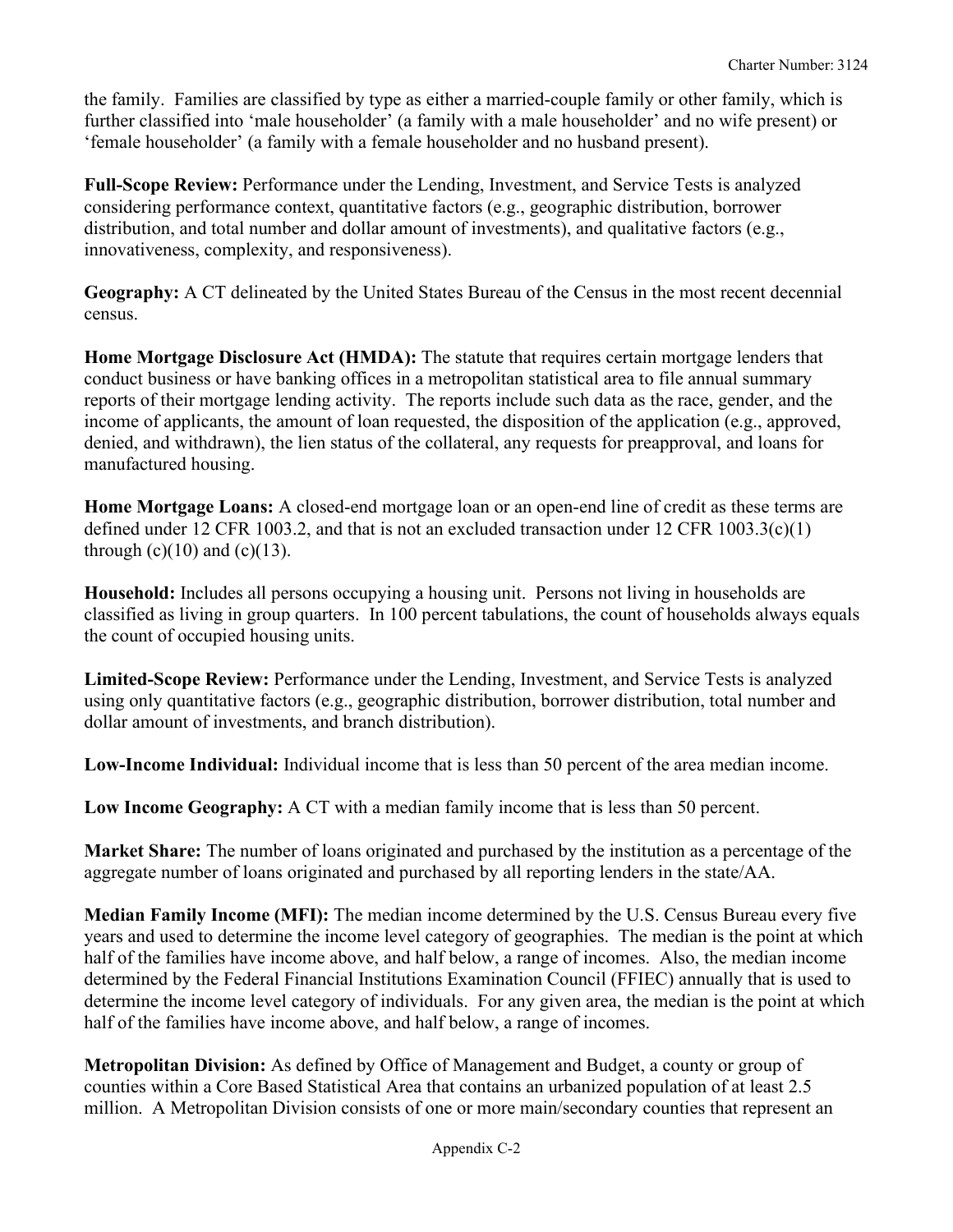the family. Families are classified by type as either a married-couple family or other family, which is further classified into 'male householder' (a family with a male householder' and no wife present) or 'female householder' (a family with a female householder and no husband present).

**Full-Scope Review:** Performance under the Lending, Investment, and Service Tests is analyzed considering performance context, quantitative factors (e.g., geographic distribution, borrower distribution, and total number and dollar amount of investments), and qualitative factors (e.g., innovativeness, complexity, and responsiveness).

**Geography:** A CT delineated by the United States Bureau of the Census in the most recent decennial census.

**Home Mortgage Disclosure Act (HMDA):** The statute that requires certain mortgage lenders that conduct business or have banking offices in a metropolitan statistical area to file annual summary reports of their mortgage lending activity. The reports include such data as the race, gender, and the income of applicants, the amount of loan requested, the disposition of the application (e.g., approved, denied, and withdrawn), the lien status of the collateral, any requests for preapproval, and loans for manufactured housing.

**Home Mortgage Loans:** A closed-end mortgage loan or an open-end line of credit as these terms are defined under 12 CFR 1003.2, and that is not an excluded transaction under 12 CFR 1003.3(c)(1) through (c)(10) and (c)(13).

**Household:** Includes all persons occupying a housing unit. Persons not living in households are classified as living in group quarters. In 100 percent tabulations, the count of households always equals the count of occupied housing units.

**Limited-Scope Review:** Performance under the Lending, Investment, and Service Tests is analyzed using only quantitative factors (e.g., geographic distribution, borrower distribution, total number and dollar amount of investments, and branch distribution).

**Low-Income Individual:** Individual income that is less than 50 percent of the area median income.

**Low Income Geography:** A CT with a median family income that is less than 50 percent.

**Market Share:** The number of loans originated and purchased by the institution as a percentage of the aggregate number of loans originated and purchased by all reporting lenders in the state/AA.

**Median Family Income (MFI):** The median income determined by the U.S. Census Bureau every five years and used to determine the income level category of geographies. The median is the point at which half of the families have income above, and half below, a range of incomes. Also, the median income determined by the Federal Financial Institutions Examination Council (FFIEC) annually that is used to determine the income level category of individuals. For any given area, the median is the point at which half of the families have income above, and half below, a range of incomes.

**Metropolitan Division:** As defined by Office of Management and Budget, a county or group of counties within a Core Based Statistical Area that contains an urbanized population of at least 2.5 million. A Metropolitan Division consists of one or more main/secondary counties that represent an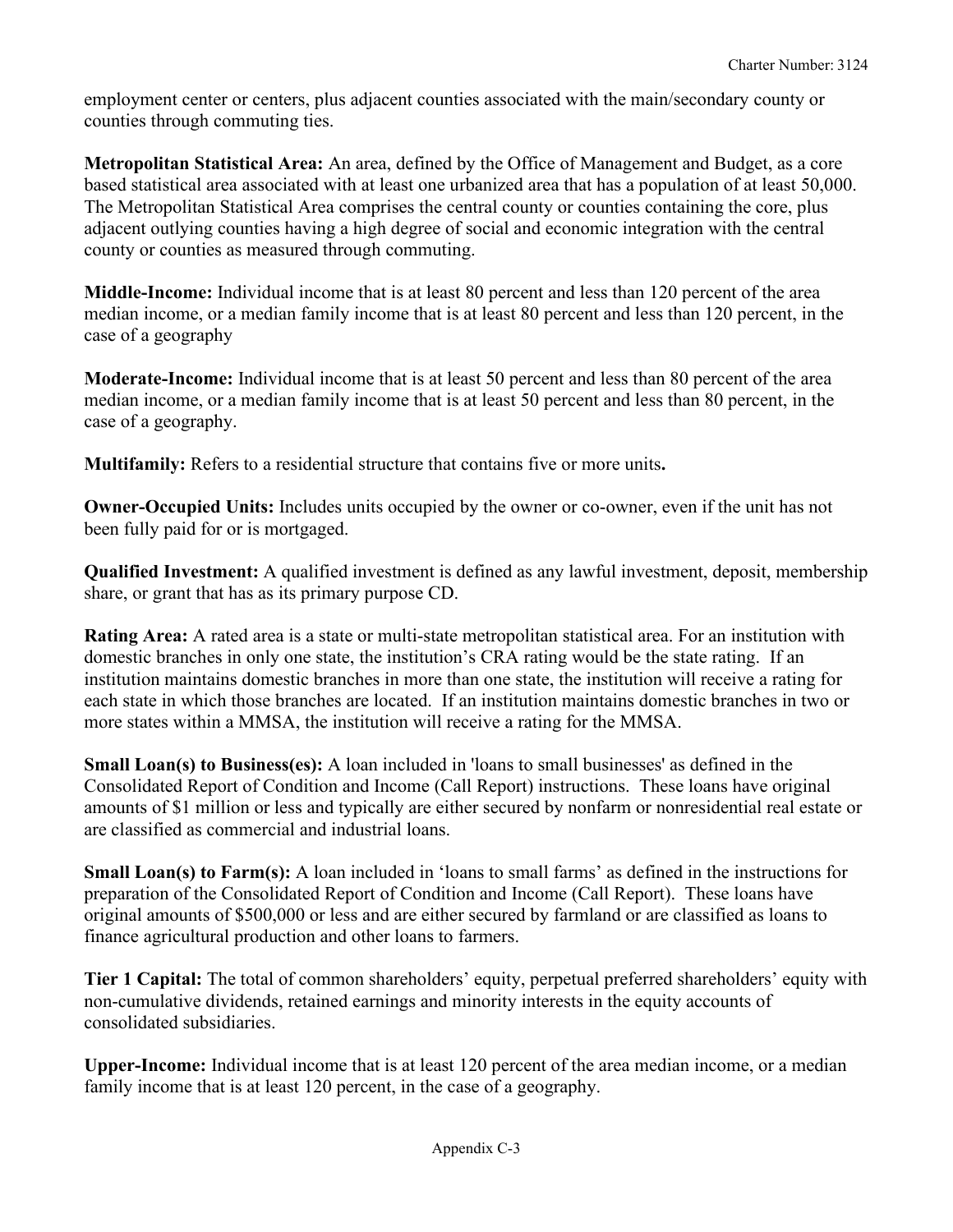employment center or centers, plus adjacent counties associated with the main/secondary county or counties through commuting ties.

**Metropolitan Statistical Area:** An area, defined by the Office of Management and Budget, as a core based statistical area associated with at least one urbanized area that has a population of at least 50,000. The Metropolitan Statistical Area comprises the central county or counties containing the core, plus adjacent outlying counties having a high degree of social and economic integration with the central county or counties as measured through commuting.

**Middle-Income:** Individual income that is at least 80 percent and less than 120 percent of the area median income, or a median family income that is at least 80 percent and less than 120 percent, in the case of a geography

**Moderate-Income:** Individual income that is at least 50 percent and less than 80 percent of the area median income, or a median family income that is at least 50 percent and less than 80 percent, in the case of a geography.

**Multifamily:** Refers to a residential structure that contains five or more units**.**

**Owner-Occupied Units:** Includes units occupied by the owner or co-owner, even if the unit has not been fully paid for or is mortgaged.

**Qualified Investment:** A qualified investment is defined as any lawful investment, deposit, membership share, or grant that has as its primary purpose CD.

**Rating Area:** A rated area is a state or multi-state metropolitan statistical area. For an institution with domestic branches in only one state, the institution's CRA rating would be the state rating. If an institution maintains domestic branches in more than one state, the institution will receive a rating for each state in which those branches are located. If an institution maintains domestic branches in two or more states within a MMSA, the institution will receive a rating for the MMSA.

**Small Loan(s) to Business(es):** A loan included in 'loans to small businesses' as defined in the Consolidated Report of Condition and Income (Call Report) instructions. These loans have original amounts of $1 million or less and typically are either secured by nonfarm or nonresidential real estate or are classified as commercial and industrial loans.

**Small Loan(s) to Farm(s):** A loan included in 'loans to small farms' as defined in the instructions for preparation of the Consolidated Report of Condition and Income (Call Report). These loans have original amounts of $500,000 or less and are either secured by farmland or are classified as loans to finance agricultural production and other loans to farmers.

**Tier 1 Capital:** The total of common shareholders' equity, perpetual preferred shareholders' equity with non-cumulative dividends, retained earnings and minority interests in the equity accounts of consolidated subsidiaries.

**Upper-Income:** Individual income that is at least 120 percent of the area median income, or a median family income that is at least 120 percent, in the case of a geography.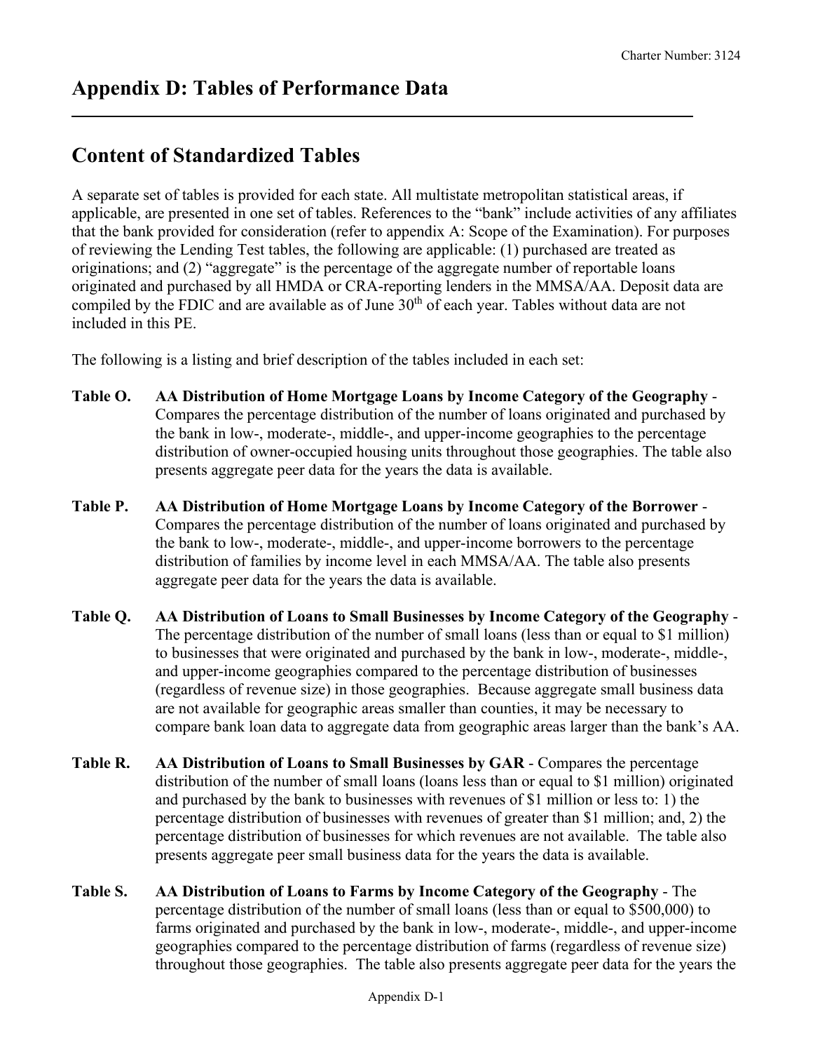# Appendix D: Tables of Performance Data

## Content of Standardized Tables

A separate set of tables is provided for each state. All multistate metropolitan statistical areas, if applicable, are presented in one set of tables. References to the "bank" include activities of any affiliates that the bank provided for consideration (refer to appendix A: Scope of the Examination). For purposes of reviewing the Lending Test tables, the following are applicable: (1) purchased are treated as originations; and (2) "aggregate" is the percentage of the aggregate number of reportable loans originated and purchased by all HMDA or CRA-reporting lenders in the MMSA/AA. Deposit data are compiled by the FDIC and are available as of June 30th of each year. Tables without data are not included in this PE.

The following is a listing and brief description of the tables included in each set:

**Table O. AA Distribution of Home Mortgage Loans by Income Category of the Geography** - Compares the percentage distribution of the number of loans originated and purchased by the bank in low-, moderate-, middle-, and upper-income geographies to the percentage distribution of owner-occupied housing units throughout those geographies. The table also presents aggregate peer data for the years the data is available.

**Table P. AA Distribution of Home Mortgage Loans by Income Category of the Borrower** - Compares the percentage distribution of the number of loans originated and purchased by the bank to low-, moderate-, middle-, and upper-income borrowers to the percentage distribution of families by income level in each MMSA/AA. The table also presents aggregate peer data for the years the data is available.

**Table Q. AA Distribution of Loans to Small Businesses by Income Category of the Geography** - The percentage distribution of the number of small loans (less than or equal to $1 million) to businesses that were originated and purchased by the bank in low-, moderate-, middle-, and upper-income geographies compared to the percentage distribution of businesses (regardless of revenue size) in those geographies. Because aggregate small business data are not available for geographic areas smaller than counties, it may be necessary to compare bank loan data to aggregate data from geographic areas larger than the bank's AA.

**Table R. AA Distribution of Loans to Small Businesses by GAR** - Compares the percentage distribution of the number of small loans (loans less than or equal to $1 million) originated and purchased by the bank to businesses with revenues of $1 million or less to: 1) the percentage distribution of businesses with revenues of greater than $1 million; and, 2) the percentage distribution of businesses for which revenues are not available. The table also presents aggregate peer small business data for the years the data is available.

**Table S. AA Distribution of Loans to Farms by Income Category of the Geography** - The percentage distribution of the number of small loans (less than or equal to $500,000) to farms originated and purchased by the bank in low-, moderate-, middle-, and upper-income geographies compared to the percentage distribution of farms (regardless of revenue size) throughout those geographies. The table also presents aggregate peer data for the years the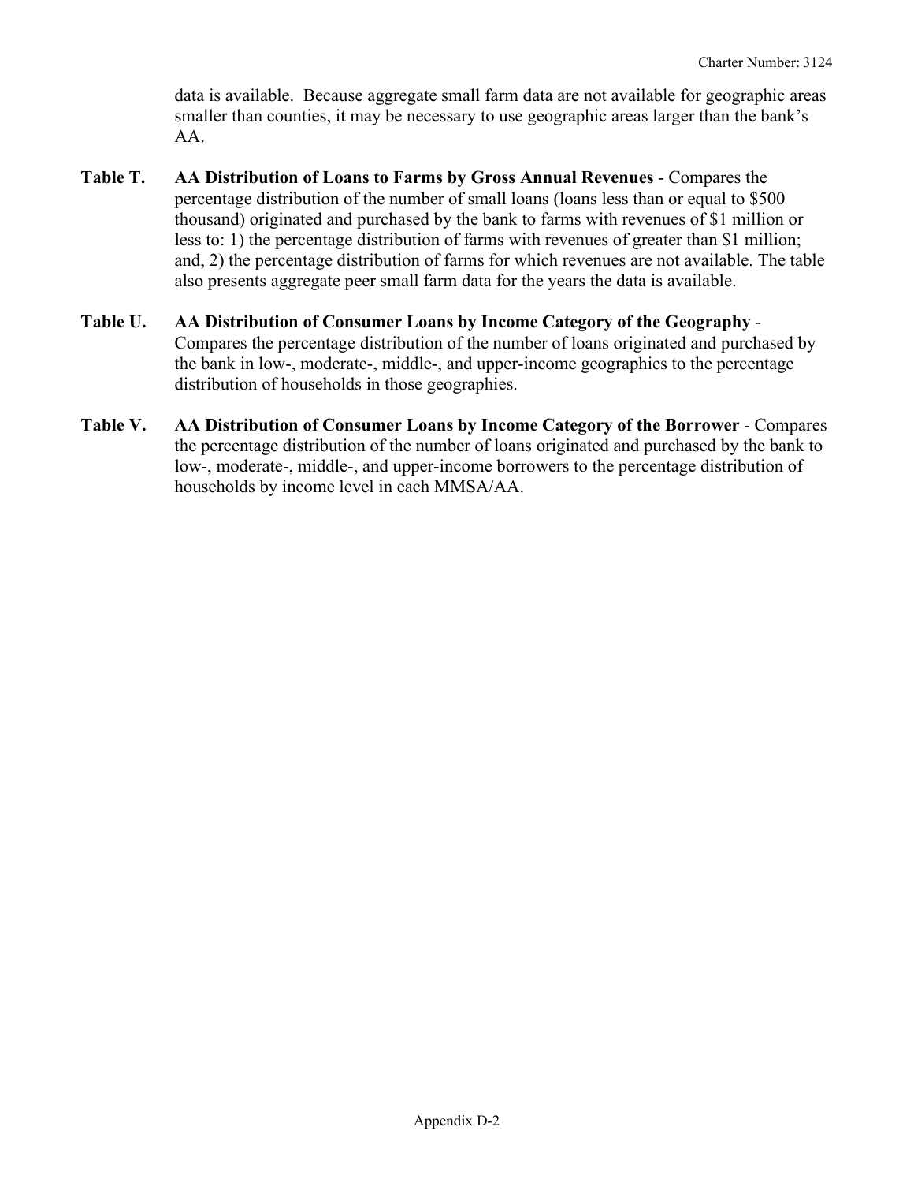data is available. Because aggregate small farm data are not available for geographic areas smaller than counties, it may be necessary to use geographic areas larger than the bank's AA.

**Table T.** **AA Distribution of Loans to Farms by Gross Annual Revenues** - Compares the percentage distribution of the number of small loans (loans less than or equal to $500 thousand) originated and purchased by the bank to farms with revenues of $1 million or less to: 1) the percentage distribution of farms with revenues of greater than $1 million; and, 2) the percentage distribution of farms for which revenues are not available. The table also presents aggregate peer small farm data for the years the data is available.

**Table U.** **AA Distribution of Consumer Loans by Income Category of the Geography** - Compares the percentage distribution of the number of loans originated and purchased by the bank in low-, moderate-, middle-, and upper-income geographies to the percentage distribution of households in those geographies.

**Table V.** **AA Distribution of Consumer Loans by Income Category of the Borrower** - Compares the percentage distribution of the number of loans originated and purchased by the bank to low-, moderate-, middle-, and upper-income borrowers to the percentage distribution of households by income level in each MMSA/AA.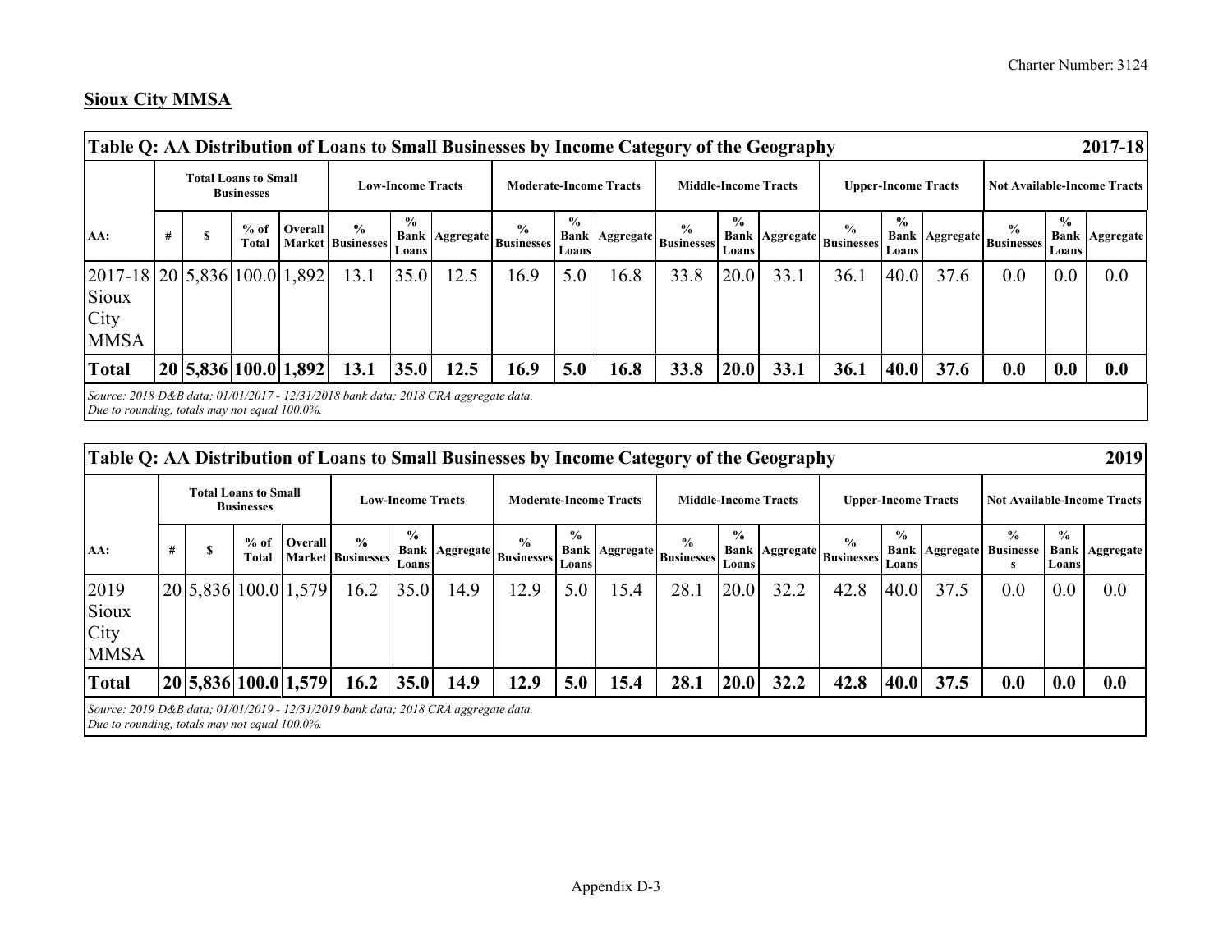## Sioux City MMSA

| Table Q: AA Distribution of Loans to Small Businesses by Income Category of the Geography | | | | | | | | | | | | | | | | | | | 2017-18 |
|---|---|---|---|---|---|---|---|---|---|---|---|---|---|---|---|---|---|---|---|
| | Total Loans to Small Businesses | | | | Low-Income Tracts | | | Moderate-Income Tracts | | | Middle-Income Tracts | | | Upper-Income Tracts | | | Not Available-Income Tracts | | |
| AA: | # | $ | % of Total | Overall Market | % Businesses | % Bank Loans | Aggregate | % Businesses | % Bank Loans | Aggregate | % Businesses | % Bank Loans | Aggregate | % Businesses | % Bank Loans | Aggregate | % Businesses | % Bank Loans | Aggregate |
| 2017-18 Sioux City MMSA | 20 | 5,836 | 100.0 | 1,892 | 13.1 | 35.0 | 12.5 | 16.9 | 5.0 | 16.8 | 33.8 | 20.0 | 33.1 | 36.1 | 40.0 | 37.6 | 0.0 | 0.0 | 0.0 |
| **Total** | **20** | **5,836** | **100.0** | **1,892** | **13.1** | **35.0** | **12.5** | **16.9** | **5.0** | **16.8** | **33.8** | **20.0** | **33.1** | **36.1** | **40.0** | **37.6** | **0.0** | **0.0** | **0.0** |

*Source: 2018 D&B data; 01/01/2017 - 12/31/2018 bank data; 2018 CRA aggregate data.*
*Due to rounding, totals may not equal 100.0%.*

| Table Q: AA Distribution of Loans to Small Businesses by Income Category of the Geography | | | | | | | | | | | | | | | | | | | 2019 |
|---|---|---|---|---|---|---|---|---|---|---|---|---|---|---|---|---|---|---|---|
| | Total Loans to Small Businesses | | | | Low-Income Tracts | | | Moderate-Income Tracts | | | Middle-Income Tracts | | | Upper-Income Tracts | | | Not Available-Income Tracts | | |
| AA: | # | $ | % of Total | Overall Market | % Businesses | % Bank Loans | Aggregate | % Businesses | % Bank Loans | Aggregate | % Businesses | % Bank Loans | Aggregate | % Businesses | % Bank Loans | Aggregate | % Businesses | % Bank Loans | Aggregate |
| 2019 Sioux City MMSA | 20 | 5,836 | 100.0 | 1,579 | 16.2 | 35.0 | 14.9 | 12.9 | 5.0 | 15.4 | 28.1 | 20.0 | 32.2 | 42.8 | 40.0 | 37.5 | 0.0 | 0.0 | 0.0 |
| **Total** | **20** | **5,836** | **100.0** | **1,579** | **16.2** | **35.0** | **14.9** | **12.9** | **5.0** | **15.4** | **28.1** | **20.0** | **32.2** | **42.8** | **40.0** | **37.5** | **0.0** | **0.0** | **0.0** |

*Source: 2019 D&B data; 01/01/2019 - 12/31/2019 bank data; 2018 CRA aggregate data.*
*Due to rounding, totals may not equal 100.0%.*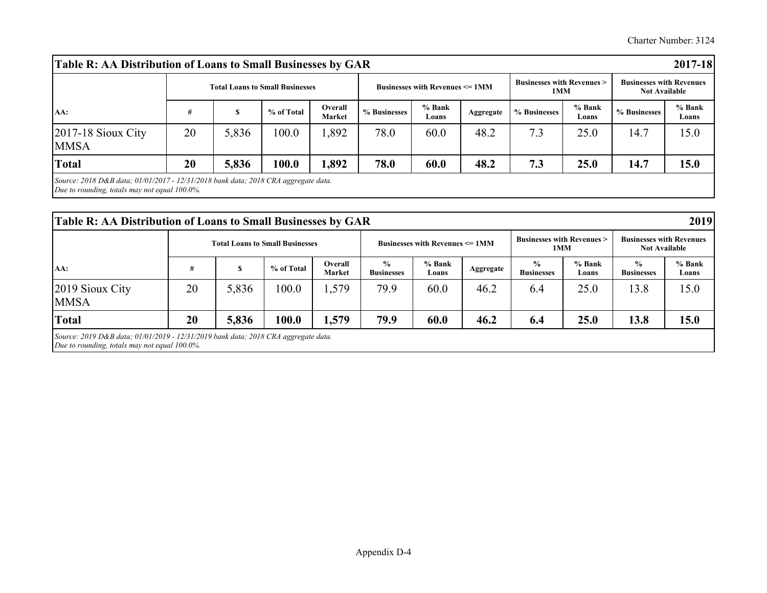| Table R: AA Distribution of Loans to Small Businesses by GAR | | | | | | | | | | | 2017-18 |
|---|---|---|---|---|---|---|---|---|---|---|---|
| | Total Loans to Small Businesses | | | | Businesses with Revenues <= 1MM | | | Businesses with Revenues > 1MM | | Businesses with Revenues Not Available | |
| AA: | # | $ | % of Total | Overall Market | % Businesses | % Bank Loans | Aggregate | % Businesses | % Bank Loans | % Businesses | % Bank Loans |
| 2017-18 Sioux City MMSA | 20 | 5,836 | 100.0 | 1,892 | 78.0 | 60.0 | 48.2 | 7.3 | 25.0 | 14.7 | 15.0 |
| **Total** | **20** | **5,836** | **100.0** | **1,892** | **78.0** | **60.0** | **48.2** | **7.3** | **25.0** | **14.7** | **15.0** |

*Source: 2018 D&B data; 01/01/2017 - 12/31/2018 bank data; 2018 CRA aggregate data.*
*Due to rounding, totals may not equal 100.0%.*

| Table R: AA Distribution of Loans to Small Businesses by GAR | | | | | | | | | | | 2019 |
|---|---|---|---|---|---|---|---|---|---|---|---|
| | Total Loans to Small Businesses | | | | Businesses with Revenues <= 1MM | | | Businesses with Revenues > 1MM | | Businesses with Revenues Not Available | |
| AA: | # | $ | % of Total | Overall Market | % Businesses | % Bank Loans | Aggregate | % Businesses | % Bank Loans | % Businesses | % Bank Loans |
| 2019 Sioux City MMSA | 20 | 5,836 | 100.0 | 1,579 | 79.9 | 60.0 | 46.2 | 6.4 | 25.0 | 13.8 | 15.0 |
| **Total** | **20** | **5,836** | **100.0** | **1,579** | **79.9** | **60.0** | **46.2** | **6.4** | **25.0** | **13.8** | **15.0** |

*Source: 2019 D&B data; 01/01/2019 - 12/31/2019 bank data; 2018 CRA aggregate data.*
*Due to rounding, totals may not equal 100.0%.*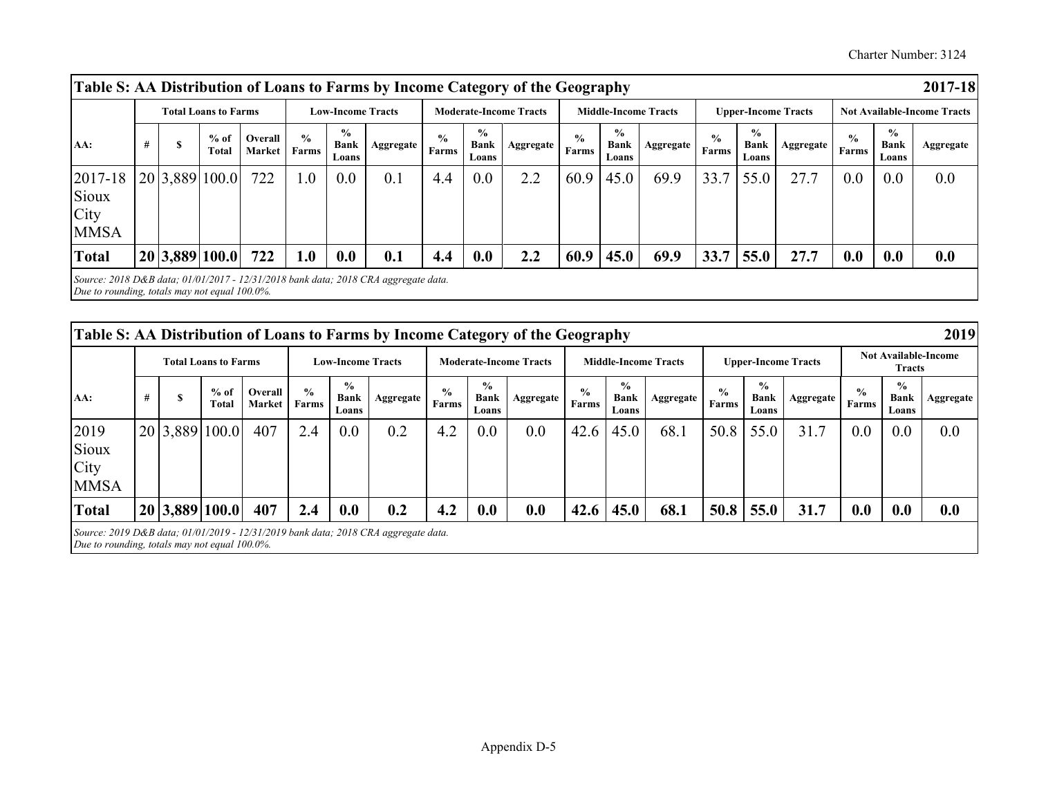| Table S: AA Distribution of Loans to Farms by Income Category of the Geography | | | | | | | | | | | | | | | | | | | | | 2017-18 |
|---|---|---|---|---|---|---|---|---|---|---|---|---|---|---|---|---|---|---|---|---|---|
| | Total Loans to Farms | | | | Low-Income Tracts | | | Moderate-Income Tracts | | | Middle-Income Tracts | | | Upper-Income Tracts | | | Not Available-Income Tracts | | | | |
| AA: | # | $ | % of Total | Overall Market | % Farms | % Bank Loans | Aggregate | % Farms | % Bank Loans | Aggregate | % Farms | % Bank Loans | Aggregate | % Farms | % Bank Loans | Aggregate | % Farms | % Bank Loans | Aggregate | | |
| 2017-18 Sioux City MMSA | 20 | 3,889 | 100.0 | 722 | 1.0 | 0.0 | 0.1 | 4.4 | 0.0 | 2.2 | 60.9 | 45.0 | 69.9 | 33.7 | 55.0 | 27.7 | 0.0 | 0.0 | 0.0 | | |
| **Total** | **20** | **3,889** | **100.0** | **722** | **1.0** | **0.0** | **0.1** | **4.4** | **0.0** | **2.2** | **60.9** | **45.0** | **69.9** | **33.7** | **55.0** | **27.7** | **0.0** | **0.0** | **0.0** | | |

*Source: 2018 D&B data; 01/01/2017 - 12/31/2018 bank data; 2018 CRA aggregate data.*
*Due to rounding, totals may not equal 100.0%.*

| Table S: AA Distribution of Loans to Farms by Income Category of the Geography | | | | | | | | | | | | | | | | | | | 2019 |
|---|---|---|---|---|---|---|---|---|---|---|---|---|---|---|---|---|---|---|---|
| | Total Loans to Farms | | | | Low-Income Tracts | | | Moderate-Income Tracts | | | Middle-Income Tracts | | | Upper-Income Tracts | | | Not Available-Income Tracts | | |
| AA: | # | $ | % of Total | Overall Market | % Farms | % Bank Loans | Aggregate | % Farms | % Bank Loans | Aggregate | % Farms | % Bank Loans | Aggregate | % Farms | % Bank Loans | Aggregate | % Farms | % Bank Loans | Aggregate |
| 2019 Sioux City MMSA | 20 | 3,889 | 100.0 | 407 | 2.4 | 0.0 | 0.2 | 4.2 | 0.0 | 0.0 | 42.6 | 45.0 | 68.1 | 50.8 | 55.0 | 31.7 | 0.0 | 0.0 | 0.0 |
| **Total** | **20** | **3,889** | **100.0** | **407** | **2.4** | **0.0** | **0.2** | **4.2** | **0.0** | **0.0** | **42.6** | **45.0** | **68.1** | **50.8** | **55.0** | **31.7** | **0.0** | **0.0** | **0.0** |

*Source: 2019 D&B data; 01/01/2019 - 12/31/2019 bank data; 2018 CRA aggregate data.*
*Due to rounding, totals may not equal 100.0%.*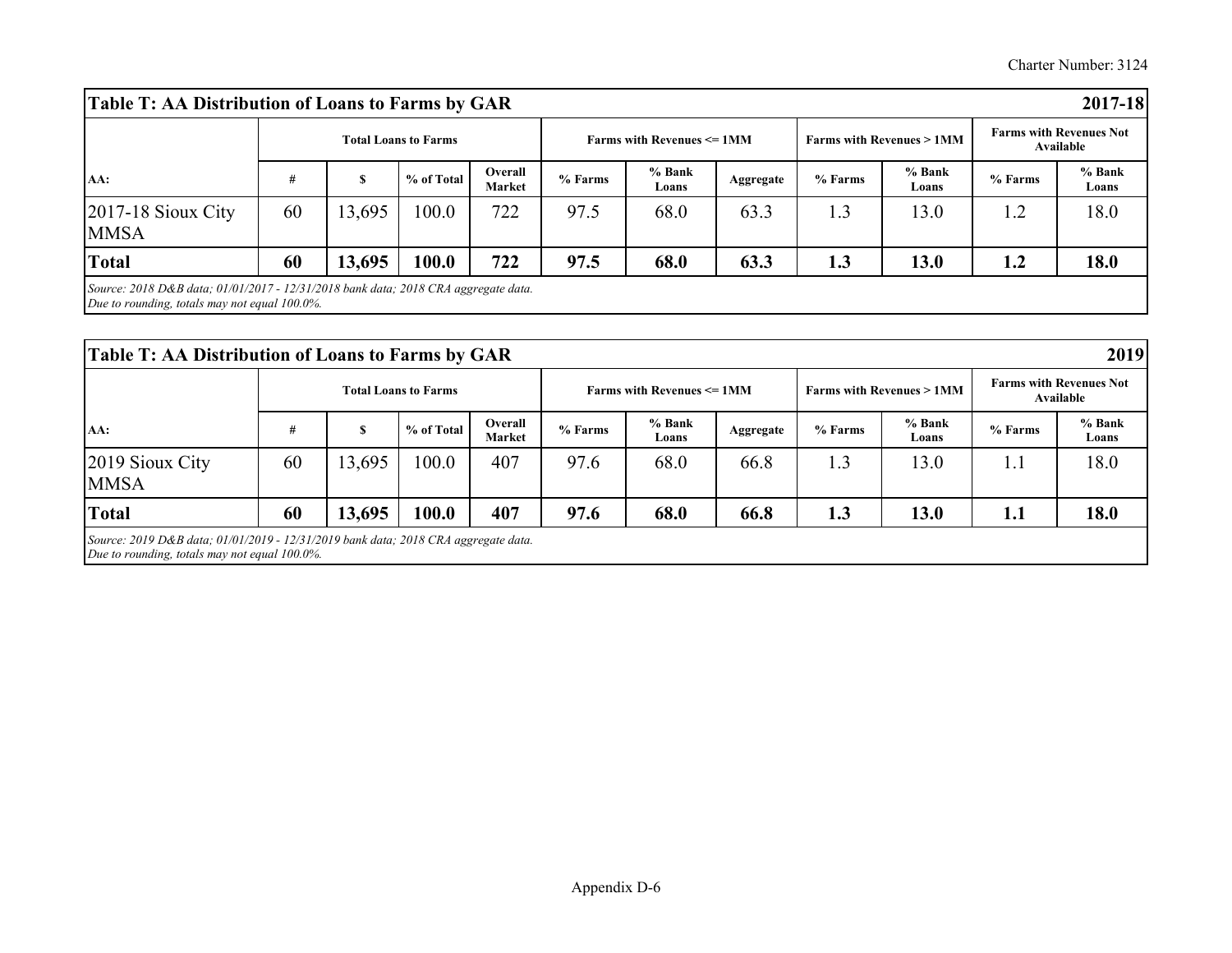| Table T: AA Distribution of Loans to Farms by GAR | | | | | | | | | | | 2017-18 |
|---|---|---|---|---|---|---|---|---|---|---|---|
| | Total Loans to Farms | | | | Farms with Revenues <= 1MM | | | Farms with Revenues > 1MM | | Farms with Revenues Not Available | |
| AA: | # | $ | % of Total | Overall Market | % Farms | % Bank Loans | Aggregate | % Farms | % Bank Loans | % Farms | % Bank Loans |
| 2017-18 Sioux City MMSA | 60 | 13,695 | 100.0 | 722 | 97.5 | 68.0 | 63.3 | 1.3 | 13.0 | 1.2 | 18.0 |
| **Total** | **60** | **13,695** | **100.0** | **722** | **97.5** | **68.0** | **63.3** | **1.3** | **13.0** | **1.2** | **18.0** |

*Source: 2018 D&B data; 01/01/2017 - 12/31/2018 bank data; 2018 CRA aggregate data.*
*Due to rounding, totals may not equal 100.0%.*

| Table T: AA Distribution of Loans to Farms by GAR | | | | | | | | | | | 2019 |
|---|---|---|---|---|---|---|---|---|---|---|---|
| | Total Loans to Farms | | | | Farms with Revenues <= 1MM | | | Farms with Revenues > 1MM | | Farms with Revenues Not Available | |
| AA: | # | $ | % of Total | Overall Market | % Farms | % Bank Loans | Aggregate | % Farms | % Bank Loans | % Farms | % Bank Loans |
| 2019 Sioux City MMSA | 60 | 13,695 | 100.0 | 407 | 97.6 | 68.0 | 66.8 | 1.3 | 13.0 | 1.1 | 18.0 |
| **Total** | **60** | **13,695** | **100.0** | **407** | **97.6** | **68.0** | **66.8** | **1.3** | **13.0** | **1.1** | **18.0** |

*Source: 2019 D&B data; 01/01/2019 - 12/31/2019 bank data; 2018 CRA aggregate data.*
*Due to rounding, totals may not equal 100.0%.*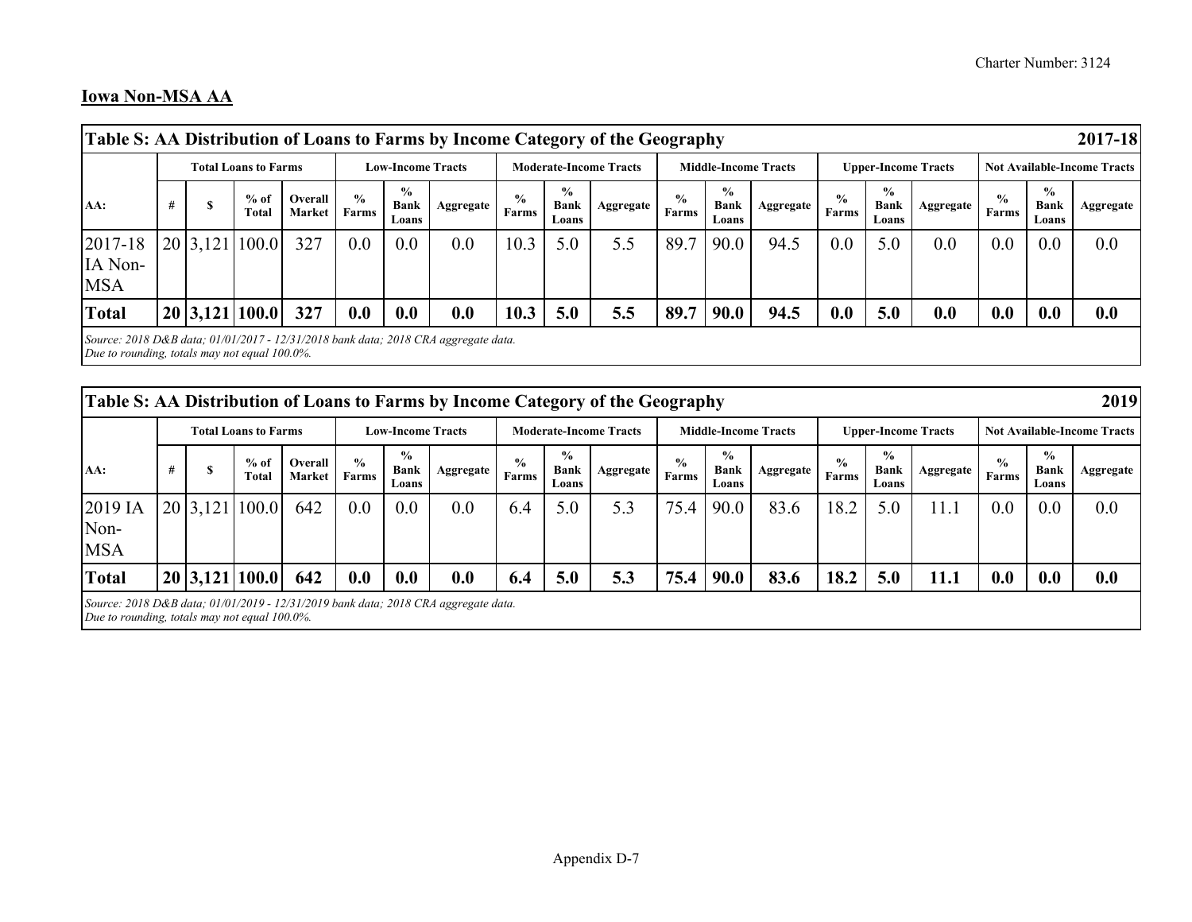**Iowa Non-MSA AA**

| Table S: AA Distribution of Loans to Farms by Income Category of the Geography | | | | | | | | | | | | | | | | | | | 2017-18 |
|---|---|---|---|---|---|---|---|---|---|---|---|---|---|---|---|---|---|---|---|
| | Total Loans to Farms | | | | Low-Income Tracts | | | Moderate-Income Tracts | | | Middle-Income Tracts | | | Upper-Income Tracts | | | Not Available-Income Tracts | | |
| AA: | # | $ | % of Total | Overall Market | % Farms | % Bank Loans | Aggregate | % Farms | % Bank Loans | Aggregate | % Farms | % Bank Loans | Aggregate | % Farms | % Bank Loans | Aggregate | % Farms | % Bank Loans | Aggregate |
| 2017-18 IA Non-MSA | 20 | 3,121 | 100.0 | 327 | 0.0 | 0.0 | 0.0 | 10.3 | 5.0 | 5.5 | 89.7 | 90.0 | 94.5 | 0.0 | 5.0 | 0.0 | 0.0 | 0.0 | 0.0 |
| **Total** | **20** | **3,121** | **100.0** | **327** | **0.0** | **0.0** | **0.0** | **10.3** | **5.0** | **5.5** | **89.7** | **90.0** | **94.5** | **0.0** | **5.0** | **0.0** | **0.0** | **0.0** | **0.0** |

*Source: 2018 D&B data; 01/01/2017 - 12/31/2018 bank data; 2018 CRA aggregate data.*
*Due to rounding, totals may not equal 100.0%.*

| Table S: AA Distribution of Loans to Farms by Income Category of the Geography | | | | | | | | | | | | | | | | | | | 2019 |
|---|---|---|---|---|---|---|---|---|---|---|---|---|---|---|---|---|---|---|---|
| | Total Loans to Farms | | | | Low-Income Tracts | | | Moderate-Income Tracts | | | Middle-Income Tracts | | | Upper-Income Tracts | | | Not Available-Income Tracts | | |
| AA: | # | $ | % of Total | Overall Market | % Farms | % Bank Loans | Aggregate | % Farms | % Bank Loans | Aggregate | % Farms | % Bank Loans | Aggregate | % Farms | % Bank Loans | Aggregate | % Farms | % Bank Loans | Aggregate |
| 2019 IA Non-MSA | 20 | 3,121 | 100.0 | 642 | 0.0 | 0.0 | 0.0 | 6.4 | 5.0 | 5.3 | 75.4 | 90.0 | 83.6 | 18.2 | 5.0 | 11.1 | 0.0 | 0.0 | 0.0 |
| **Total** | **20** | **3,121** | **100.0** | **642** | **0.0** | **0.0** | **0.0** | **6.4** | **5.0** | **5.3** | **75.4** | **90.0** | **83.6** | **18.2** | **5.0** | **11.1** | **0.0** | **0.0** | **0.0** |

*Source: 2018 D&B data; 01/01/2019 - 12/31/2019 bank data; 2018 CRA aggregate data.*
*Due to rounding, totals may not equal 100.0%.*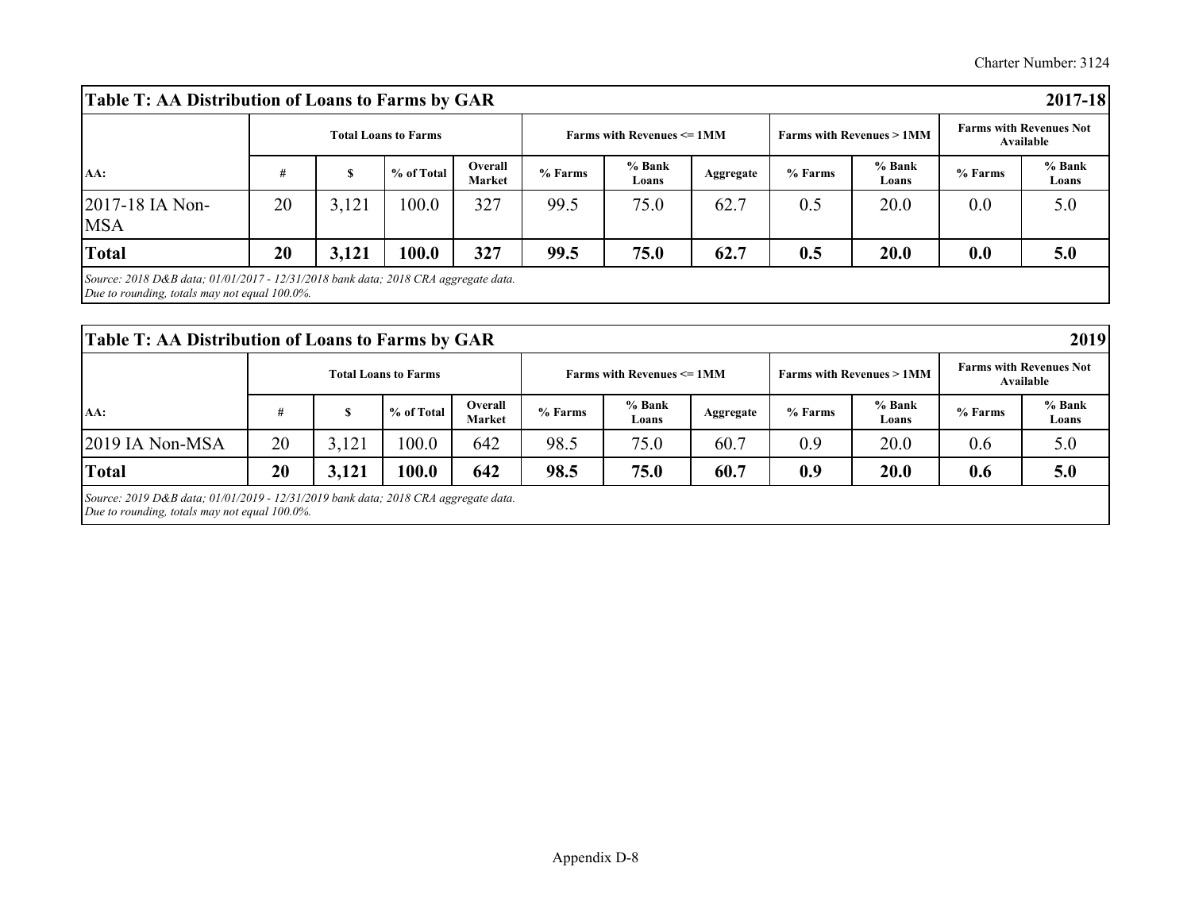## Table T: AA Distribution of Loans to Farms by GAR 2017-18

| | Total Loans to Farms | | | | Farms with Revenues <= 1MM | | | Farms with Revenues > 1MM | | Farms with Revenues Not Available | |
|---|---|---|---|---|---|---|---|---|---|---|---|
| AA: | # | $ | % of Total | Overall Market | % Farms | % Bank Loans | Aggregate | % Farms | % Bank Loans | % Farms | % Bank Loans |
| 2017-18 IA Non-MSA | 20 | 3,121 | 100.0 | 327 | 99.5 | 75.0 | 62.7 | 0.5 | 20.0 | 0.0 | 5.0 |
| **Total** | **20** | **3,121** | **100.0** | **327** | **99.5** | **75.0** | **62.7** | **0.5** | **20.0** | **0.0** | **5.0** |

*Source: 2018 D&B data; 01/01/2017 - 12/31/2018 bank data; 2018 CRA aggregate data.*
*Due to rounding, totals may not equal 100.0%.*

## Table T: AA Distribution of Loans to Farms by GAR 2019

| | Total Loans to Farms | | | | Farms with Revenues <= 1MM | | | Farms with Revenues > 1MM | | Farms with Revenues Not Available | |
|---|---|---|---|---|---|---|---|---|---|---|---|
| AA: | # | $ | % of Total | Overall Market | % Farms | % Bank Loans | Aggregate | % Farms | % Bank Loans | % Farms | % Bank Loans |
| 2019 IA Non-MSA | 20 | 3,121 | 100.0 | 642 | 98.5 | 75.0 | 60.7 | 0.9 | 20.0 | 0.6 | 5.0 |
| **Total** | **20** | **3,121** | **100.0** | **642** | **98.5** | **75.0** | **60.7** | **0.9** | **20.0** | **0.6** | **5.0** |

*Source: 2019 D&B data; 01/01/2019 - 12/31/2019 bank data; 2018 CRA aggregate data.*
*Due to rounding, totals may not equal 100.0%.*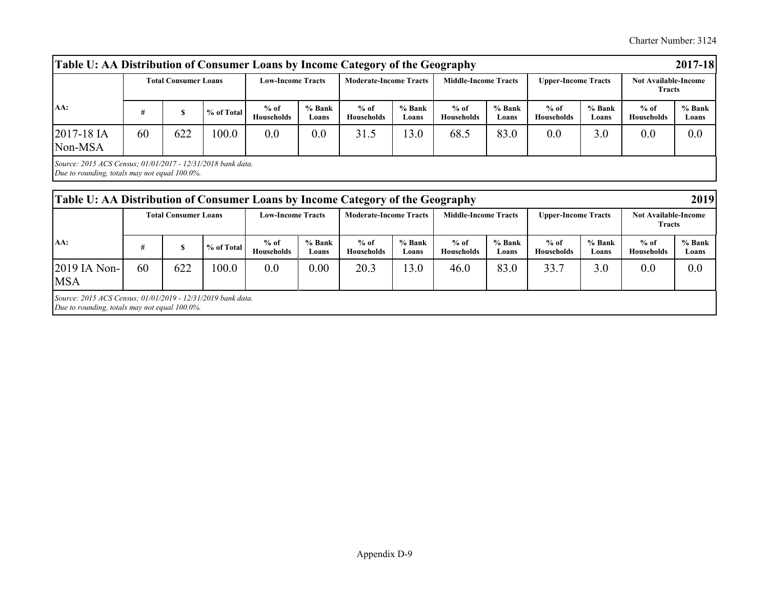| Table U: AA Distribution of Consumer Loans by Income Category of the Geography | | | | | | | | | | | | | 2017-18 |
|---|---|---|---|---|---|---|---|---|---|---|---|---|---|
| | Total Consumer Loans | | | Low-Income Tracts | | Moderate-Income Tracts | | Middle-Income Tracts | | Upper-Income Tracts | | Not Available-Income Tracts | |
| AA: | # | $ | % of Total | % of Households | % Bank Loans | % of Households | % Bank Loans | % of Households | % Bank Loans | % of Households | % Bank Loans | % of Households | % Bank Loans |
| 2017-18 IA Non-MSA | 60 | 622 | 100.0 | 0.0 | 0.0 | 31.5 | 13.0 | 68.5 | 83.0 | 0.0 | 3.0 | 0.0 | 0.0 |

*Source: 2015 ACS Census; 01/01/2017 - 12/31/2018 bank data.*
*Due to rounding, totals may not equal 100.0%.*

| Table U: AA Distribution of Consumer Loans by Income Category of the Geography | | | | | | | | | | | | | 2019 |
|---|---|---|---|---|---|---|---|---|---|---|---|---|---|
| | Total Consumer Loans | | | Low-Income Tracts | | Moderate-Income Tracts | | Middle-Income Tracts | | Upper-Income Tracts | | Not Available-Income Tracts | |
| AA: | # | $ | % of Total | % of Households | % Bank Loans | % of Households | % Bank Loans | % of Households | % Bank Loans | % of Households | % Bank Loans | % of Households | % Bank Loans |
| 2019 IA Non-MSA | 60 | 622 | 100.0 | 0.0 | 0.00 | 20.3 | 13.0 | 46.0 | 83.0 | 33.7 | 3.0 | 0.0 | 0.0 |

*Source: 2015 ACS Census; 01/01/2019 - 12/31/2019 bank data.*
*Due to rounding, totals may not equal 100.0%.*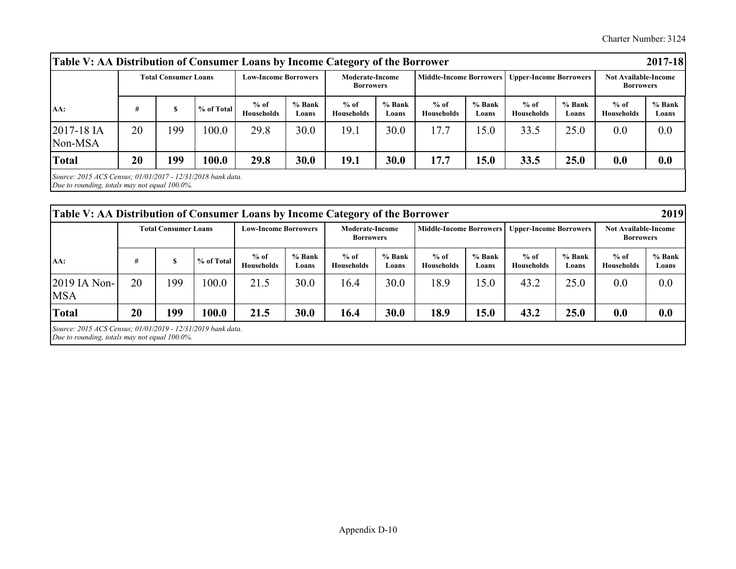| Table V: AA Distribution of Consumer Loans by Income Category of the Borrower | | | | | | | | | | | | | 2017-18 |
|---|---|---|---|---|---|---|---|---|---|---|---|---|---|
| | Total Consumer Loans | | | Low-Income Borrowers | | Moderate-Income Borrowers | | Middle-Income Borrowers | | Upper-Income Borrowers | | Not Available-Income Borrowers | |
| AA: | # | $ | % of Total | % of Households | % Bank Loans | % of Households | % Bank Loans | % of Households | % Bank Loans | % of Households | % Bank Loans | % of Households | % Bank Loans |
| 2017-18 IA Non-MSA | 20 | 199 | 100.0 | 29.8 | 30.0 | 19.1 | 30.0 | 17.7 | 15.0 | 33.5 | 25.0 | 0.0 | 0.0 |
| **Total** | **20** | **199** | **100.0** | **29.8** | **30.0** | **19.1** | **30.0** | **17.7** | **15.0** | **33.5** | **25.0** | **0.0** | **0.0** |

*Source: 2015 ACS Census; 01/01/2017 - 12/31/2018 bank data.*
*Due to rounding, totals may not equal 100.0%.*

| Table V: AA Distribution of Consumer Loans by Income Category of the Borrower | | | | | | | | | | | | | 2019 |
|---|---|---|---|---|---|---|---|---|---|---|---|---|---|
| | Total Consumer Loans | | | Low-Income Borrowers | | Moderate-Income Borrowers | | Middle-Income Borrowers | | Upper-Income Borrowers | | Not Available-Income Borrowers | |
| AA: | # | $ | % of Total | % of Households | % Bank Loans | % of Households | % Bank Loans | % of Households | % Bank Loans | % of Households | % Bank Loans | % of Households | % Bank Loans |
| 2019 IA Non-MSA | 20 | 199 | 100.0 | 21.5 | 30.0 | 16.4 | 30.0 | 18.9 | 15.0 | 43.2 | 25.0 | 0.0 | 0.0 |
| **Total** | **20** | **199** | **100.0** | **21.5** | **30.0** | **16.4** | **30.0** | **18.9** | **15.0** | **43.2** | **25.0** | **0.0** | **0.0** |

*Source: 2015 ACS Census; 01/01/2019 - 12/31/2019 bank data.*
*Due to rounding, totals may not equal 100.0%.*